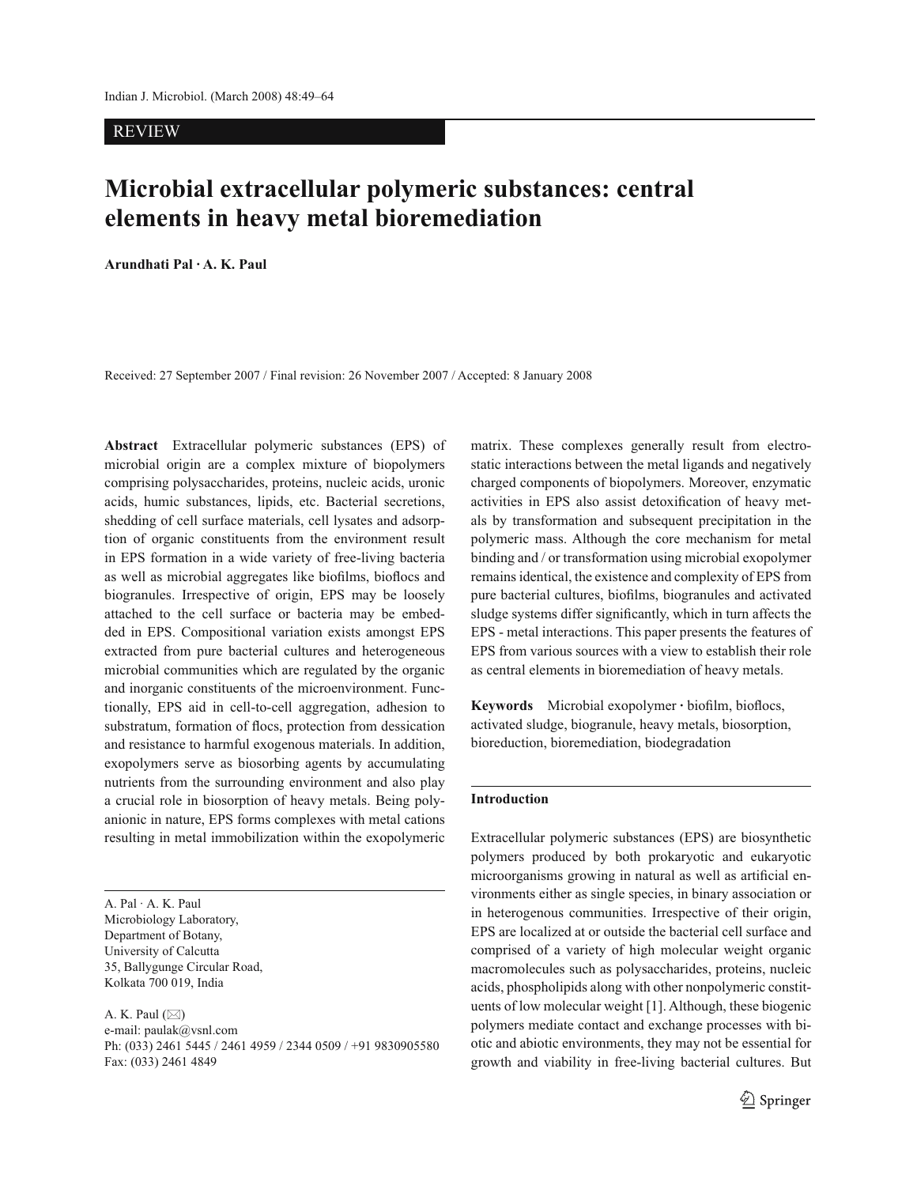REVIEW

# Microbial extracellular polymeric substances: central elements in heavy metal bioremediation

**Arundhati Pal · A. K. Paul**

Received: 27 September 2007 / Final revision: 26 November 2007 / Accepted: 8 January 2008

**Abstract** Extracellular polymeric substances (EPS) of microbial origin are a complex mixture of biopolymers comprising polysaccharides, proteins, nucleic acids, uronic acids, humic substances, lipids, etc. Bacterial secretions, shedding of cell surface materials, cell lysates and adsorption of organic constituents from the environment result in EPS formation in a wide variety of free-living bacteria as well as microbial aggregates like biofilms, bioflocs and biogranules. Irrespective of origin, EPS may be loosely attached to the cell surface or bacteria may be embedded in EPS. Compositional variation exists amongst EPS extracted from pure bacterial cultures and heterogeneous microbial communities which are regulated by the organic and inorganic constituents of the microenvironment. Functionally, EPS aid in cell-to-cell aggregation, adhesion to substratum, formation of flocs, protection from dessication and resistance to harmful exogenous materials. In addition, exopolymers serve as biosorbing agents by accumulating nutrients from the surrounding environment and also play a crucial role in biosorption of heavy metals. Being polyanionic in nature, EPS forms complexes with metal cations resulting in metal immobilization within the exopolymeric matrix. These complexes generally result from electrostatic interactions between the metal ligands and negatively charged components of biopolymers. Moreover, enzymatic activities in EPS also assist detoxification of heavy metals by transformation and subsequent precipitation in the polymeric mass. Although the core mechanism for metal binding and / or transformation using microbial exopolymer remains identical, the existence and complexity of EPS from pure bacterial cultures, biofilms, biogranules and activated sludge systems differ significantly, which in turn affects the EPS - metal interactions. This paper presents the features of EPS from various sources with a view to establish their role as central elements in bioremediation of heavy metals.

**Keywords** Microbial exopolymer · biofilm, bioflocs, activated sludge, biogranule, heavy metals, biosorption, bioreduction, bioremediation, biodegradation

A. Pal · A. K. Paul
Microbiology Laboratory,
Department of Botany,
University of Calcutta
35, Ballygunge Circular Road,
Kolkata 700 019, India

A. K. Paul (✉)
e-mail: paulak@vsnl.com
Ph: (033) 2461 5445 / 2461 4959 / 2344 0509 / +91 9830905580
Fax: (033) 2461 4849

## Introduction

Extracellular polymeric substances (EPS) are biosynthetic polymers produced by both prokaryotic and eukaryotic microorganisms growing in natural as well as artificial environments either as single species, in binary association or in heterogenous communities. Irrespective of their origin, EPS are localized at or outside the bacterial cell surface and comprised of a variety of high molecular weight organic macromolecules such as polysaccharides, proteins, nucleic acids, phospholipids along with other nonpolymeric constituents of low molecular weight [1]. Although, these biogenic polymers mediate contact and exchange processes with biotic and abiotic environments, they may not be essential for growth and viability in free-living bacterial cultures. But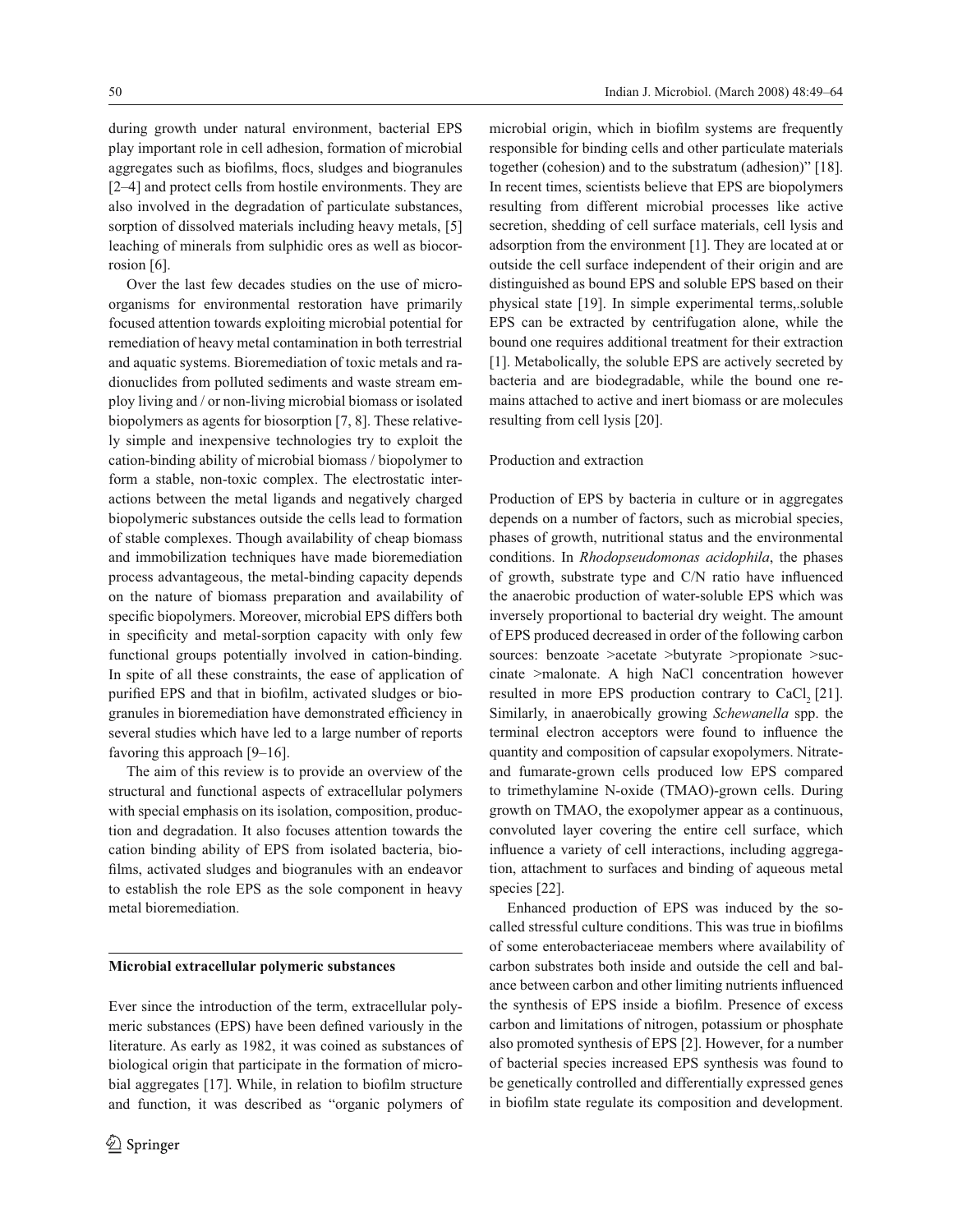during growth under natural environment, bacterial EPS play important role in cell adhesion, formation of microbial aggregates such as biofilms, flocs, sludges and biogranules [2–4] and protect cells from hostile environments. They are also involved in the degradation of particulate substances, sorption of dissolved materials including heavy metals, [5] leaching of minerals from sulphidic ores as well as biocorrosion [6].

Over the last few decades studies on the use of microorganisms for environmental restoration have primarily focused attention towards exploiting microbial potential for remediation of heavy metal contamination in both terrestrial and aquatic systems. Bioremediation of toxic metals and radionuclides from polluted sediments and waste stream employ living and / or non-living microbial biomass or isolated biopolymers as agents for biosorption [7, 8]. These relatively simple and inexpensive technologies try to exploit the cation-binding ability of microbial biomass / biopolymer to form a stable, non-toxic complex. The electrostatic interactions between the metal ligands and negatively charged biopolymeric substances outside the cells lead to formation of stable complexes. Though availability of cheap biomass and immobilization techniques have made bioremediation process advantageous, the metal-binding capacity depends on the nature of biomass preparation and availability of specific biopolymers. Moreover, microbial EPS differs both in specificity and metal-sorption capacity with only few functional groups potentially involved in cation-binding. In spite of all these constraints, the ease of application of purified EPS and that in biofilm, activated sludges or biogranules in bioremediation have demonstrated efficiency in several studies which have led to a large number of reports favoring this approach [9–16].

The aim of this review is to provide an overview of the structural and functional aspects of extracellular polymers with special emphasis on its isolation, composition, production and degradation. It also focuses attention towards the cation binding ability of EPS from isolated bacteria, biofilms, activated sludges and biogranules with an endeavor to establish the role EPS as the sole component in heavy metal bioremediation.

## Microbial extracellular polymeric substances

Ever since the introduction of the term, extracellular polymeric substances (EPS) have been defined variously in the literature. As early as 1982, it was coined as substances of biological origin that participate in the formation of microbial aggregates [17]. While, in relation to biofilm structure and function, it was described as "organic polymers of microbial origin, which in biofilm systems are frequently responsible for binding cells and other particulate materials together (cohesion) and to the substratum (adhesion)" [18]. In recent times, scientists believe that EPS are biopolymers resulting from different microbial processes like active secretion, shedding of cell surface materials, cell lysis and adsorption from the environment [1]. They are located at or outside the cell surface independent of their origin and are distinguished as bound EPS and soluble EPS based on their physical state [19]. In simple experimental terms,.soluble EPS can be extracted by centrifugation alone, while the bound one requires additional treatment for their extraction [1]. Metabolically, the soluble EPS are actively secreted by bacteria and are biodegradable, while the bound one remains attached to active and inert biomass or are molecules resulting from cell lysis [20].

### Production and extraction

Production of EPS by bacteria in culture or in aggregates depends on a number of factors, such as microbial species, phases of growth, nutritional status and the environmental conditions. In *Rhodopseudomonas acidophila*, the phases of growth, substrate type and C/N ratio have influenced the anaerobic production of water-soluble EPS which was inversely proportional to bacterial dry weight. The amount of EPS produced decreased in order of the following carbon sources: benzoate >acetate >butyrate >propionate >succinate >malonate. A high NaCl concentration however resulted in more EPS production contrary to $CaCl_2$ [21]. Similarly, in anaerobically growing *Schewanella* spp. the terminal electron acceptors were found to influence the quantity and composition of capsular exopolymers. Nitrate- and fumarate-grown cells produced low EPS compared to trimethylamine N-oxide (TMAO)-grown cells. During growth on TMAO, the exopolymer appear as a continuous, convoluted layer covering the entire cell surface, which influence a variety of cell interactions, including aggregation, attachment to surfaces and binding of aqueous metal species [22].

Enhanced production of EPS was induced by the so-called stressful culture conditions. This was true in biofilms of some enterobacteriaceae members where availability of carbon substrates both inside and outside the cell and balance between carbon and other limiting nutrients influenced the synthesis of EPS inside a biofilm. Presence of excess carbon and limitations of nitrogen, potassium or phosphate also promoted synthesis of EPS [2]. However, for a number of bacterial species increased EPS synthesis was found to be genetically controlled and differentially expressed genes in biofilm state regulate its composition and development.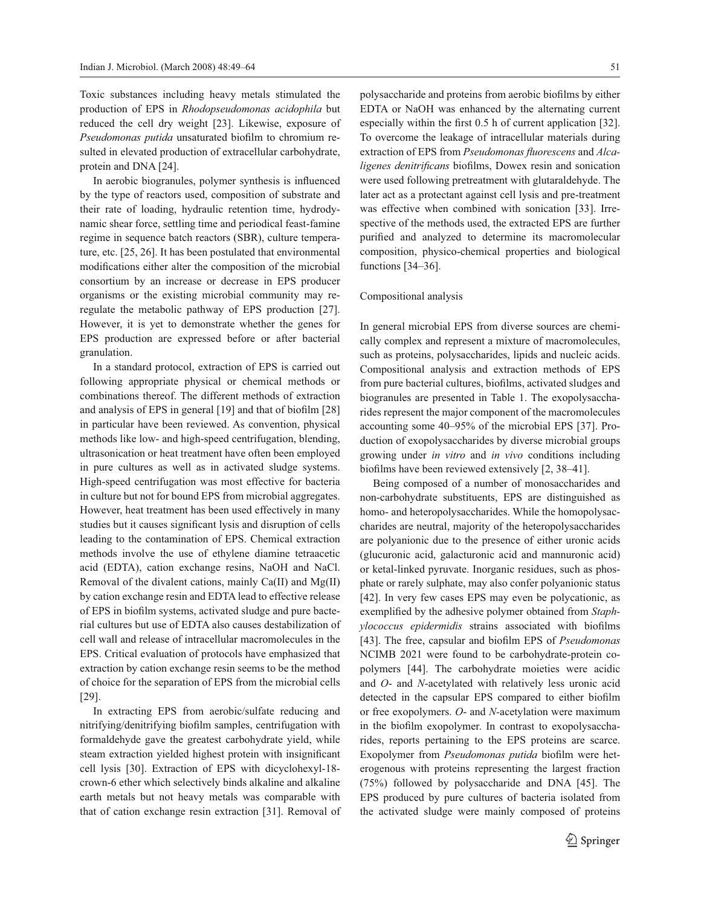Toxic substances including heavy metals stimulated the production of EPS in *Rhodopseudomonas acidophila* but reduced the cell dry weight [23]. Likewise, exposure of *Pseudomonas putida* unsaturated biofilm to chromium resulted in elevated production of extracellular carbohydrate, protein and DNA [24].

In aerobic biogranules, polymer synthesis is influenced by the type of reactors used, composition of substrate and their rate of loading, hydraulic retention time, hydrodynamic shear force, settling time and periodical feast-famine regime in sequence batch reactors (SBR), culture temperature, etc. [25, 26]. It has been postulated that environmental modifications either alter the composition of the microbial consortium by an increase or decrease in EPS producer organisms or the existing microbial community may reregulate the metabolic pathway of EPS production [27]. However, it is yet to demonstrate whether the genes for EPS production are expressed before or after bacterial granulation.

In a standard protocol, extraction of EPS is carried out following appropriate physical or chemical methods or combinations thereof. The different methods of extraction and analysis of EPS in general [19] and that of biofilm [28] in particular have been reviewed. As convention, physical methods like low- and high-speed centrifugation, blending, ultrasonication or heat treatment have often been employed in pure cultures as well as in activated sludge systems. High-speed centrifugation was most effective for bacteria in culture but not for bound EPS from microbial aggregates. However, heat treatment has been used effectively in many studies but it causes significant lysis and disruption of cells leading to the contamination of EPS. Chemical extraction methods involve the use of ethylene diamine tetraacetic acid (EDTA), cation exchange resins, NaOH and NaCl. Removal of the divalent cations, mainly Ca(II) and Mg(II) by cation exchange resin and EDTA lead to effective release of EPS in biofilm systems, activated sludge and pure bacterial cultures but use of EDTA also causes destabilization of cell wall and release of intracellular macromolecules in the EPS. Critical evaluation of protocols have emphasized that extraction by cation exchange resin seems to be the method of choice for the separation of EPS from the microbial cells [29].

In extracting EPS from aerobic/sulfate reducing and nitrifying/denitrifying biofilm samples, centrifugation with formaldehyde gave the greatest carbohydrate yield, while steam extraction yielded highest protein with insignificant cell lysis [30]. Extraction of EPS with dicyclohexyl-18-crown-6 ether which selectively binds alkaline and alkaline earth metals but not heavy metals was comparable with that of cation exchange resin extraction [31]. Removal of polysaccharide and proteins from aerobic biofilms by either EDTA or NaOH was enhanced by the alternating current especially within the first 0.5 h of current application [32]. To overcome the leakage of intracellular materials during extraction of EPS from *Pseudomonas fluorescens* and *Alcaligenes denitrificans* biofilms, Dowex resin and sonication were used following pretreatment with glutaraldehyde. The later act as a protectant against cell lysis and pre-treatment was effective when combined with sonication [33]. Irrespective of the methods used, the extracted EPS are further purified and analyzed to determine its macromolecular composition, physico-chemical properties and biological functions [34–36].

## Compositional analysis

In general microbial EPS from diverse sources are chemically complex and represent a mixture of macromolecules, such as proteins, polysaccharides, lipids and nucleic acids. Compositional analysis and extraction methods of EPS from pure bacterial cultures, biofilms, activated sludges and biogranules are presented in Table 1. The exopolysaccharides represent the major component of the macromolecules accounting some 40–95% of the microbial EPS [37]. Production of exopolysaccharides by diverse microbial groups growing under *in vitro* and *in vivo* conditions including biofilms have been reviewed extensively [2, 38–41].

Being composed of a number of monosaccharides and non-carbohydrate substituents, EPS are distinguished as homo- and heteropolysaccharides. While the homopolysaccharides are neutral, majority of the heteropolysaccharides are polyanionic due to the presence of either uronic acids (glucuronic acid, galacturonic acid and mannuronic acid) or ketal-linked pyruvate. Inorganic residues, such as phosphate or rarely sulphate, may also confer polyanionic status [42]. In very few cases EPS may even be polycationic, as exemplified by the adhesive polymer obtained from *Staphylococcus epidermidis* strains associated with biofilms [43]. The free, capsular and biofilm EPS of *Pseudomonas* NCIMB 2021 were found to be carbohydrate-protein copolymers [44]. The carbohydrate moieties were acidic and *O*- and *N*-acetylated with relatively less uronic acid detected in the capsular EPS compared to either biofilm or free exopolymers. *O*- and *N*-acetylation were maximum in the biofilm exopolymer. In contrast to exopolysaccharides, reports pertaining to the EPS proteins are scarce. Exopolymer from *Pseudomonas putida* biofilm were heterogenous with proteins representing the largest fraction (75%) followed by polysaccharide and DNA [45]. The EPS produced by pure cultures of bacteria isolated from the activated sludge were mainly composed of proteins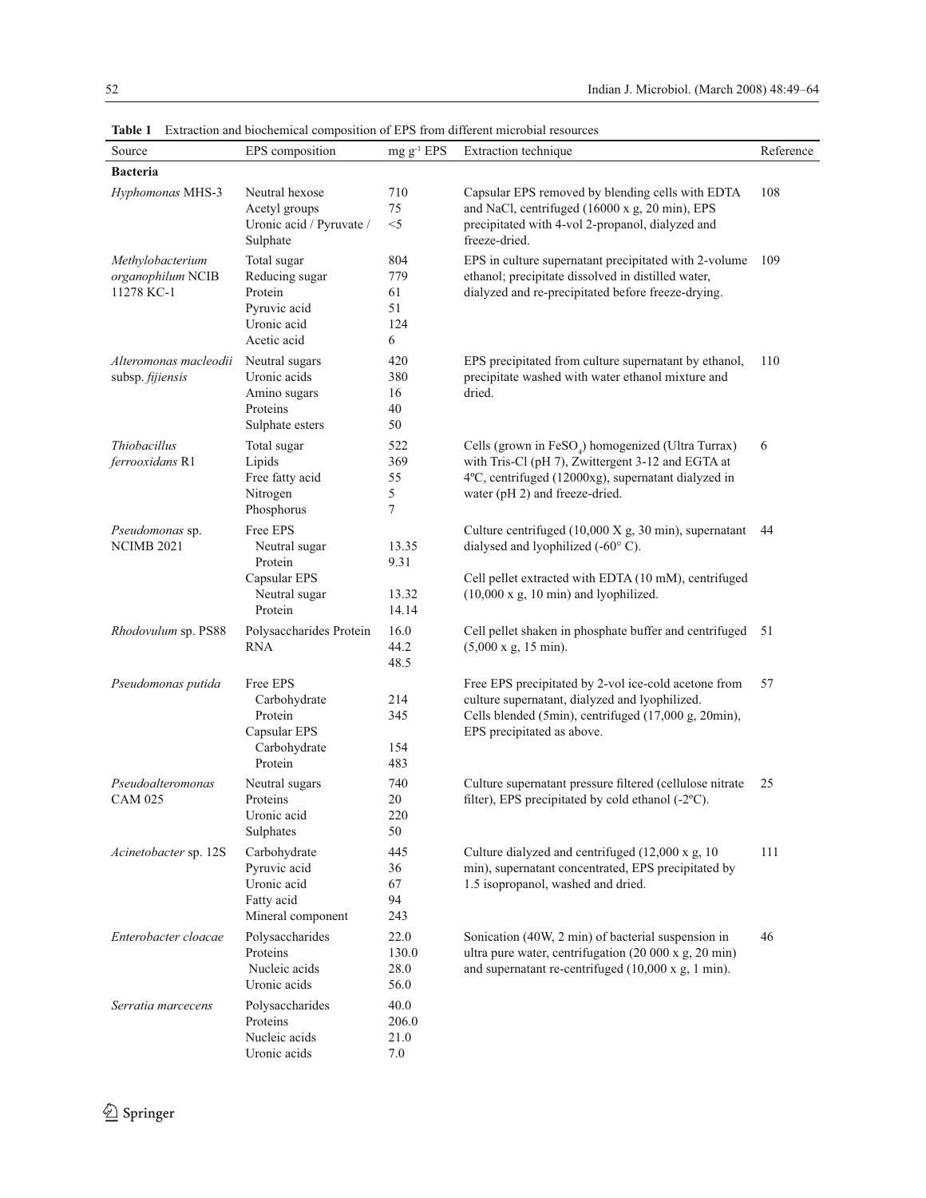**Table 1** Extraction and biochemical composition of EPS from different microbial resources

| Source | EPS composition | mg $g^{-1}$ EPS | Extraction technique | Reference |
|---|---|---|---|---|
| **Bacteria** | | | | |
| *Hyphomonas* MHS-3 | Neutral hexose<br>Acetyl groups<br>Uronic acid / Pyruvate / Sulphate | 710<br>75<br><5 | Capsular EPS removed by blending cells with EDTA and NaCl, centrifuged (16000 x g, 20 min), EPS precipitated with 4-vol 2-propanol, dialyzed and freeze-dried. | 108 |
| *Methylobacterium organophilum* NCIB 11278 KC-1 | Total sugar<br>Reducing sugar<br>Protein<br>Pyruvic acid<br>Uronic acid<br>Acetic acid | 804<br>779<br>61<br>51<br>124<br>6 | EPS in culture supernatant precipitated with 2-volume ethanol; precipitate dissolved in distilled water, dialyzed and re-precipitated before freeze-drying. | 109 |
| *Alteromonas macleodii* subsp. *fijiensis* | Neutral sugars<br>Uronic acids<br>Amino sugars<br>Proteins<br>Sulphate esters | 420<br>380<br>16<br>40<br>50 | EPS precipitated from culture supernatant by ethanol, precipitate washed with water ethanol mixture and dried. | 110 |
| *Thiobacillus ferrooxidans* R1 | Total sugar<br>Lipids<br>Free fatty acid<br>Nitrogen<br>Phosphorus | 522<br>369<br>55<br>5<br>7 | Cells (grown in $FeSO_4$) homogenized (Ultra Turrax) with Tris-Cl (pH 7), Zwittergent 3-12 and EGTA at 4ºC, centrifuged (12000xg), supernatant dialyzed in water (pH 2) and freeze-dried. | 6 |
| *Pseudomonas* sp. NCIMB 2021 | Free EPS<br>Neutral sugar<br>Protein<br>Capsular EPS<br>Neutral sugar<br>Protein | <br>13.35<br>9.31<br><br>13.32<br>14.14 | Culture centrifuged (10,000 X g, 30 min), supernatant dialysed and lyophilized (-60° C).<br>Cell pellet extracted with EDTA (10 mM), centrifuged (10,000 x g, 10 min) and lyophilized. | 44 |
| *Rhodovulum* sp. PS88 | Polysaccharides Protein<br>RNA | 16.0<br>44.2<br>48.5 | Cell pellet shaken in phosphate buffer and centrifuged (5,000 x g, 15 min). | 51 |
| *Pseudomonas putida* | Free EPS<br>Carbohydrate<br>Protein<br>Capsular EPS<br>Carbohydrate<br>Protein | <br>214<br>345<br><br>154<br>483 | Free EPS precipitated by 2-vol ice-cold acetone from culture supernatant, dialyzed and lyophilized.<br>Cells blended (5min), centrifuged (17,000 g, 20min), EPS precipitated as above. | 57 |
| *Pseudoalteromonas* CAM 025 | Neutral sugars<br>Proteins<br>Uronic acid<br>Sulphates | 740<br>20<br>220<br>50 | Culture supernatant pressure filtered (cellulose nitrate filter), EPS precipitated by cold ethanol (-2ºC). | 25 |
| *Acinetobacter* sp. 12S | Carbohydrate<br>Pyruvic acid<br>Uronic acid<br>Fatty acid<br>Mineral component | 445<br>36<br>67<br>94<br>243 | Culture dialyzed and centrifuged (12,000 x g, 10 min), supernatant concentrated, EPS precipitated by 1.5 isopropanol, washed and dried. | 111 |
| *Enterobacter cloacae* | Polysaccharides<br>Proteins<br>Nucleic acids<br>Uronic acids | 22.0<br>130.0<br>28.0<br>56.0 | Sonication (40W, 2 min) of bacterial suspension in ultra pure water, centrifugation (20 000 x g, 20 min) and supernatant re-centrifuged (10,000 x g, 1 min). | 46 |
| *Serratia marcecens* | Polysaccharides<br>Proteins<br>Nucleic acids<br>Uronic acids | 40.0<br>206.0<br>21.0<br>7.0 | | |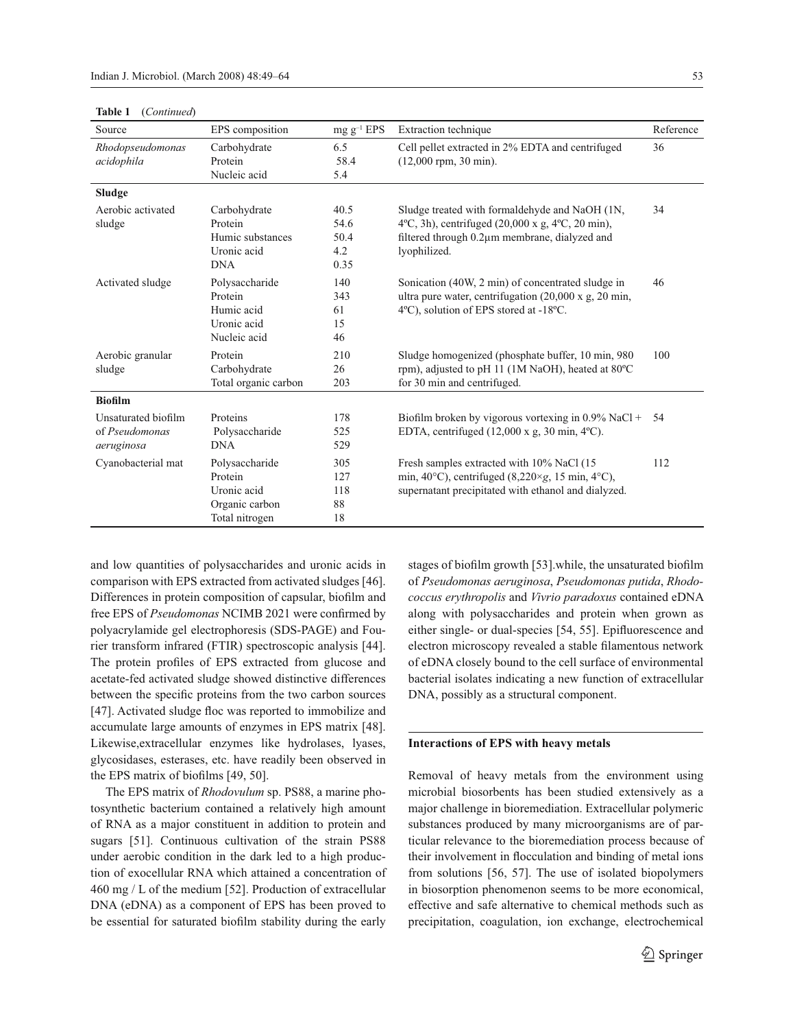**Table 1** (*Continued*)

| Source | EPS composition | mg $g^{-1}$ EPS | Extraction technique | Reference |
|---|---|---|---|---|
| *Rhodopseudomonas acidophila* | Carbohydrate<br>Protein<br>Nucleic acid | 6.5<br>58.4<br>5.4 | Cell pellet extracted in 2% EDTA and centrifuged (12,000 rpm, 30 min). | 36 |
| **Sludge** | | | | |
| Aerobic activated sludge | Carbohydrate<br>Protein<br>Humic substances<br>Uronic acid<br>DNA | 40.5<br>54.6<br>50.4<br>4.2<br>0.35 | Sludge treated with formaldehyde and NaOH (1N, 4ºC, 3h), centrifuged (20,000 x g, 4ºC, 20 min), filtered through 0.2µm membrane, dialyzed and lyophilized. | 34 |
| Activated sludge | Polysaccharide<br>Protein<br>Humic acid<br>Uronic acid<br>Nucleic acid | 140<br>343<br>61<br>15<br>46 | Sonication (40W, 2 min) of concentrated sludge in ultra pure water, centrifugation (20,000 x g, 20 min, 4ºC), solution of EPS stored at -18ºC. | 46 |
| Aerobic granular sludge | Protein<br>Carbohydrate<br>Total organic carbon | 210<br>26<br>203 | Sludge homogenized (phosphate buffer, 10 min, 980 rpm), adjusted to pH 11 (1M NaOH), heated at 80ºC for 30 min and centrifuged. | 100 |
| **Biofilm** | | | | |
| Unsaturated biofilm of *Pseudomonas aeruginosa* | Proteins<br>Polysaccharide<br>DNA | 178<br>525<br>529 | Biofilm broken by vigorous vortexing in 0.9% NaCl + EDTA, centrifuged (12,000 x g, 30 min, 4ºC). | 54 |
| Cyanobacterial mat | Polysaccharide<br>Protein<br>Uronic acid<br>Organic carbon<br>Total nitrogen | 305<br>127<br>118<br>88<br>18 | Fresh samples extracted with 10% NaCl (15 min, 40°C), centrifuged (8,220×*g*, 15 min, 4°C), supernatant precipitated with ethanol and dialyzed. | 112 |

and low quantities of polysaccharides and uronic acids in comparison with EPS extracted from activated sludges [46]. Differences in protein composition of capsular, biofilm and free EPS of *Pseudomonas* NCIMB 2021 were confirmed by polyacrylamide gel electrophoresis (SDS-PAGE) and Fourier transform infrared (FTIR) spectroscopic analysis [44]. The protein profiles of EPS extracted from glucose and acetate-fed activated sludge showed distinctive differences between the specific proteins from the two carbon sources [47]. Activated sludge floc was reported to immobilize and accumulate large amounts of enzymes in EPS matrix [48]. Likewise,extracellular enzymes like hydrolases, lyases, glycosidases, esterases, etc. have readily been observed in the EPS matrix of biofilms [49, 50].

The EPS matrix of *Rhodovulum* sp. PS88, a marine photosynthetic bacterium contained a relatively high amount of RNA as a major constituent in addition to protein and sugars [51]. Continuous cultivation of the strain PS88 under aerobic condition in the dark led to a high production of exocellular RNA which attained a concentration of 460 mg / L of the medium [52]. Production of extracellular DNA (eDNA) as a component of EPS has been proved to be essential for saturated biofilm stability during the early stages of biofilm growth [53].while, the unsaturated biofilm of *Pseudomonas aeruginosa*, *Pseudomonas putida*, *Rhodococcus erythropolis* and *Vivrio paradoxus* contained eDNA along with polysaccharides and protein when grown as either single- or dual-species [54, 55]. Epifluorescence and electron microscopy revealed a stable filamentous network of eDNA closely bound to the cell surface of environmental bacterial isolates indicating a new function of extracellular DNA, possibly as a structural component.

## Interactions of EPS with heavy metals

Removal of heavy metals from the environment using microbial biosorbents has been studied extensively as a major challenge in bioremediation. Extracellular polymeric substances produced by many microorganisms are of particular relevance to the bioremediation process because of their involvement in flocculation and binding of metal ions from solutions [56, 57]. The use of isolated biopolymers in biosorption phenomenon seems to be more economical, effective and safe alternative to chemical methods such as precipitation, coagulation, ion exchange, electrochemical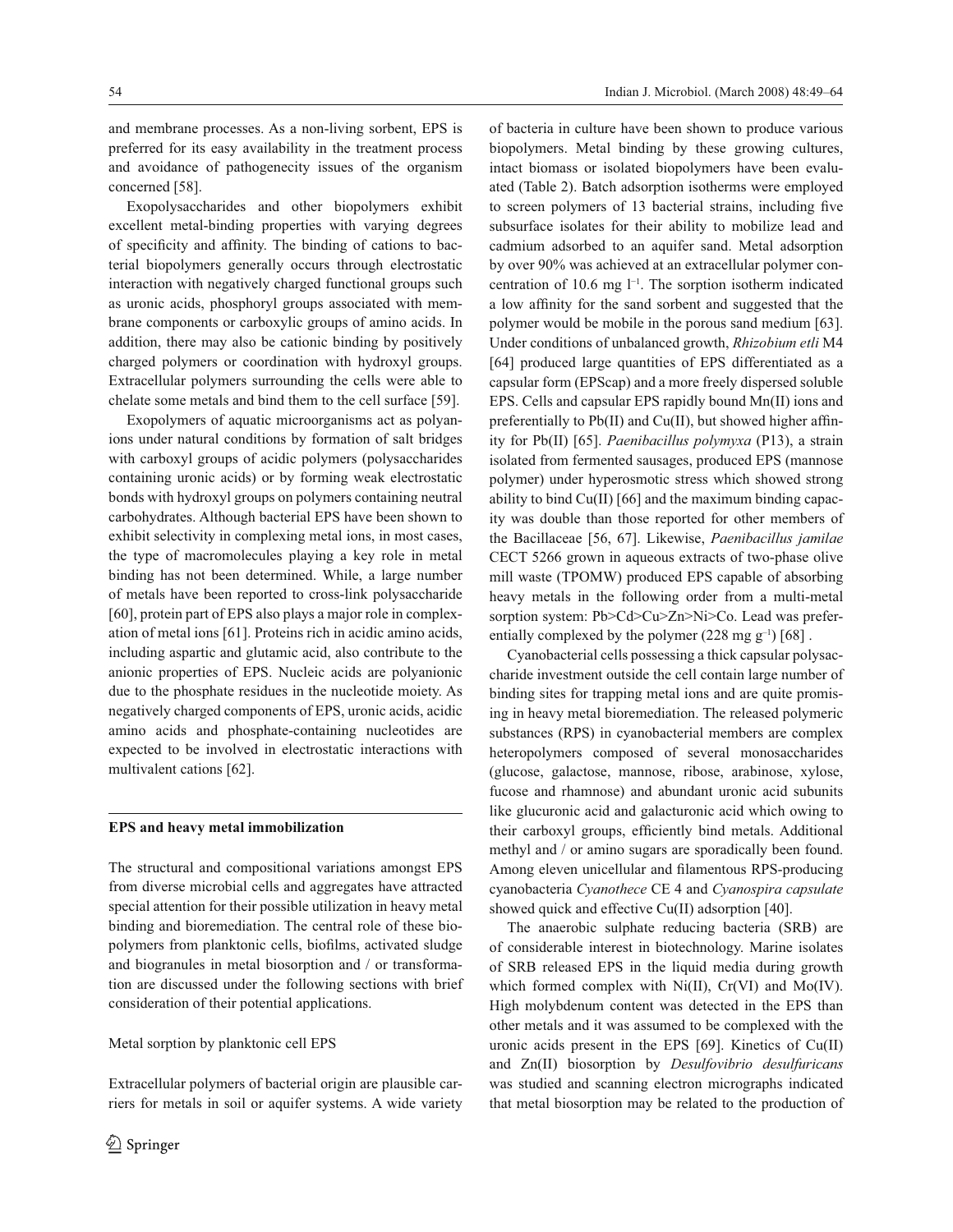and membrane processes. As a non-living sorbent, EPS is preferred for its easy availability in the treatment process and avoidance of pathogenecity issues of the organism concerned [58].

Exopolysaccharides and other biopolymers exhibit excellent metal-binding properties with varying degrees of specificity and affinity. The binding of cations to bacterial biopolymers generally occurs through electrostatic interaction with negatively charged functional groups such as uronic acids, phosphoryl groups associated with membrane components or carboxylic groups of amino acids. In addition, there may also be cationic binding by positively charged polymers or coordination with hydroxyl groups. Extracellular polymers surrounding the cells were able to chelate some metals and bind them to the cell surface [59].

Exopolymers of aquatic microorganisms act as polyanions under natural conditions by formation of salt bridges with carboxyl groups of acidic polymers (polysaccharides containing uronic acids) or by forming weak electrostatic bonds with hydroxyl groups on polymers containing neutral carbohydrates. Although bacterial EPS have been shown to exhibit selectivity in complexing metal ions, in most cases, the type of macromolecules playing a key role in metal binding has not been determined. While, a large number of metals have been reported to cross-link polysaccharide [60], protein part of EPS also plays a major role in complexation of metal ions [61]. Proteins rich in acidic amino acids, including aspartic and glutamic acid, also contribute to the anionic properties of EPS. Nucleic acids are polyanionic due to the phosphate residues in the nucleotide moiety. As negatively charged components of EPS, uronic acids, acidic amino acids and phosphate-containing nucleotides are expected to be involved in electrostatic interactions with multivalent cations [62].

## EPS and heavy metal immobilization

The structural and compositional variations amongst EPS from diverse microbial cells and aggregates have attracted special attention for their possible utilization in heavy metal binding and bioremediation. The central role of these biopolymers from planktonic cells, biofilms, activated sludge and biogranules in metal biosorption and / or transformation are discussed under the following sections with brief consideration of their potential applications.

### Metal sorption by planktonic cell EPS

Extracellular polymers of bacterial origin are plausible carriers for metals in soil or aquifer systems. A wide variety of bacteria in culture have been shown to produce various biopolymers. Metal binding by these growing cultures, intact biomass or isolated biopolymers have been evaluated (Table 2). Batch adsorption isotherms were employed to screen polymers of 13 bacterial strains, including five subsurface isolates for their ability to mobilize lead and cadmium adsorbed to an aquifer sand. Metal adsorption by over 90% was achieved at an extracellular polymer concentration of 10.6 mg $l^{-1}$. The sorption isotherm indicated a low affinity for the sand sorbent and suggested that the polymer would be mobile in the porous sand medium [63]. Under conditions of unbalanced growth, *Rhizobium etli* M4 [64] produced large quantities of EPS differentiated as a capsular form (EPScap) and a more freely dispersed soluble EPS. Cells and capsular EPS rapidly bound Mn(II) ions and preferentially to Pb(II) and Cu(II), but showed higher affinity for Pb(II) [65]. *Paenibacillus polymyxa* (P13), a strain isolated from fermented sausages, produced EPS (mannose polymer) under hyperosmotic stress which showed strong ability to bind Cu(II) [66] and the maximum binding capacity was double than those reported for other members of the Bacillaceae [56, 67]. Likewise, *Paenibacillus jamilae* CECT 5266 grown in aqueous extracts of two-phase olive mill waste (TPOMW) produced EPS capable of absorbing heavy metals in the following order from a multi-metal sorption system: Pb>Cd>Cu>Zn>Ni>Co. Lead was preferentially complexed by the polymer (228 mg $g^{-1}$) [68] .

Cyanobacterial cells possessing a thick capsular polysaccharide investment outside the cell contain large number of binding sites for trapping metal ions and are quite promising in heavy metal bioremediation. The released polymeric substances (RPS) in cyanobacterial members are complex heteropolymers composed of several monosaccharides (glucose, galactose, mannose, ribose, arabinose, xylose, fucose and rhamnose) and abundant uronic acid subunits like glucuronic acid and galacturonic acid which owing to their carboxyl groups, efficiently bind metals. Additional methyl and / or amino sugars are sporadically been found. Among eleven unicellular and filamentous RPS-producing cyanobacteria *Cyanothece* CE 4 and *Cyanospira capsulate* showed quick and effective Cu(II) adsorption [40].

The anaerobic sulphate reducing bacteria (SRB) are of considerable interest in biotechnology. Marine isolates of SRB released EPS in the liquid media during growth which formed complex with Ni(II), Cr(VI) and Mo(IV). High molybdenum content was detected in the EPS than other metals and it was assumed to be complexed with the uronic acids present in the EPS [69]. Kinetics of Cu(II) and Zn(II) biosorption by *Desulfovibrio desulfuricans* was studied and scanning electron micrographs indicated that metal biosorption may be related to the production of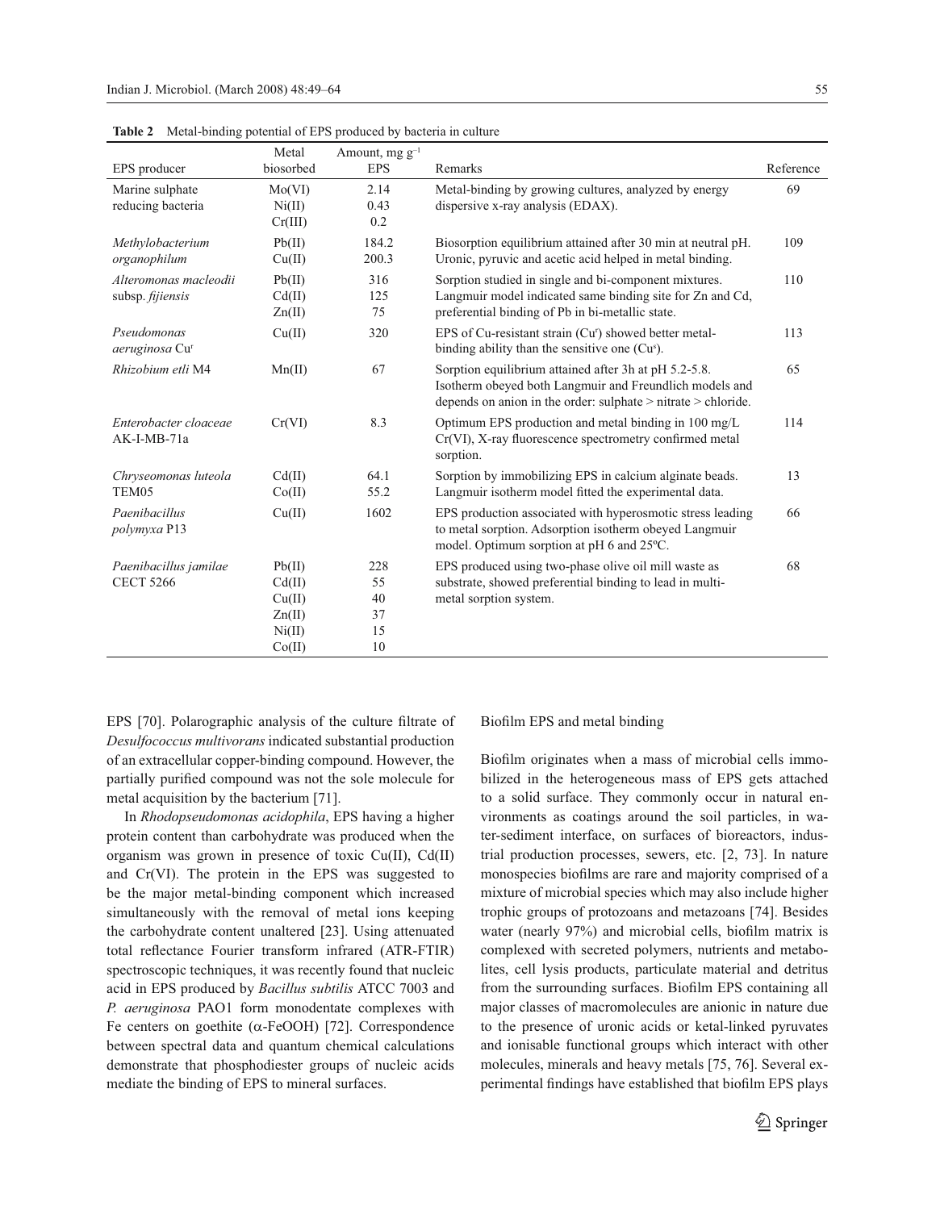**Table 2** Metal-binding potential of EPS produced by bacteria in culture

| EPS producer | Metal biosorbed | Amount, mg $g^{-1}$ EPS | Remarks | Reference |
|---|---|---|---|---|
| Marine sulphate reducing bacteria | Mo(VI)<br>Ni(II)<br>Cr(III) | 2.14<br>0.43<br>0.2 | Metal-binding by growing cultures, analyzed by energy dispersive x-ray analysis (EDAX). | 69 |
| *Methylobacterium organophilum* | Pb(II)<br>Cu(II) | 184.2<br>200.3 | Biosorption equilibrium attained after 30 min at neutral pH. Uronic, pyruvic and acetic acid helped in metal binding. | 109 |
| *Alteromonas macleodii* subsp. *fijiensis* | Pb(II)<br>Cd(II)<br>Zn(II) | 316<br>125<br>75 | Sorption studied in single and bi-component mixtures. Langmuir model indicated same binding site for Zn and Cd, preferential binding of Pb in bi-metallic state. | 110 |
| *Pseudomonas aeruginosa* Cu$^r$ | Cu(II) | 320 | EPS of Cu-resistant strain (Cu$^r$) showed better metal-binding ability than the sensitive one (Cu$^s$). | 113 |
| *Rhizobium etli* M4 | Mn(II) | 67 | Sorption equilibrium attained after 3h at pH 5.2-5.8. Isotherm obeyed both Langmuir and Freundlich models and depends on anion in the order: sulphate > nitrate > chloride. | 65 |
| *Enterobacter cloaceae* AK-I-MB-71a | Cr(VI) | 8.3 | Optimum EPS production and metal binding in 100 mg/L Cr(VI), X-ray fluorescence spectrometry confirmed metal sorption. | 114 |
| *Chryseomonas luteola* TEM05 | Cd(II)<br>Co(II) | 64.1<br>55.2 | Sorption by immobilizing EPS in calcium alginate beads. Langmuir isotherm model fitted the experimental data. | 13 |
| *Paenibacillus polymyxa* P13 | Cu(II) | 1602 | EPS production associated with hyperosmotic stress leading to metal sorption. Adsorption isotherm obeyed Langmuir model. Optimum sorption at pH 6 and 25ºC. | 66 |
| *Paenibacillus jamilae* CECT 5266 | Pb(II)<br>Cd(II)<br>Cu(II)<br>Zn(II)<br>Ni(II)<br>Co(II) | 228<br>55<br>40<br>37<br>15<br>10 | EPS produced using two-phase olive oil mill waste as substrate, showed preferential binding to lead in multi-metal sorption system. | 68 |

EPS [70]. Polarographic analysis of the culture filtrate of *Desulfococcus multivorans* indicated substantial production of an extracellular copper-binding compound. However, the partially purified compound was not the sole molecule for metal acquisition by the bacterium [71].

In *Rhodopseudomonas acidophila*, EPS having a higher protein content than carbohydrate was produced when the organism was grown in presence of toxic Cu(II), Cd(II) and Cr(VI). The protein in the EPS was suggested to be the major metal-binding component which increased simultaneously with the removal of metal ions keeping the carbohydrate content unaltered [23]. Using attenuated total reflectance Fourier transform infrared (ATR-FTIR) spectroscopic techniques, it was recently found that nucleic acid in EPS produced by *Bacillus subtilis* ATCC 7003 and *P. aeruginosa* PAO1 form monodentate complexes with Fe centers on goethite (α-FeOOH) [72]. Correspondence between spectral data and quantum chemical calculations demonstrate that phosphodiester groups of nucleic acids mediate the binding of EPS to mineral surfaces.

## Biofilm EPS and metal binding

Biofilm originates when a mass of microbial cells immobilized in the heterogeneous mass of EPS gets attached to a solid surface. They commonly occur in natural environments as coatings around the soil particles, in water-sediment interface, on surfaces of bioreactors, industrial production processes, sewers, etc. [2, 73]. In nature monospecies biofilms are rare and majority comprised of a mixture of microbial species which may also include higher trophic groups of protozoans and metazoans [74]. Besides water (nearly 97%) and microbial cells, biofilm matrix is complexed with secreted polymers, nutrients and metabolites, cell lysis products, particulate material and detritus from the surrounding surfaces. Biofilm EPS containing all major classes of macromolecules are anionic in nature due to the presence of uronic acids or ketal-linked pyruvates and ionisable functional groups which interact with other molecules, minerals and heavy metals [75, 76]. Several experimental findings have established that biofilm EPS plays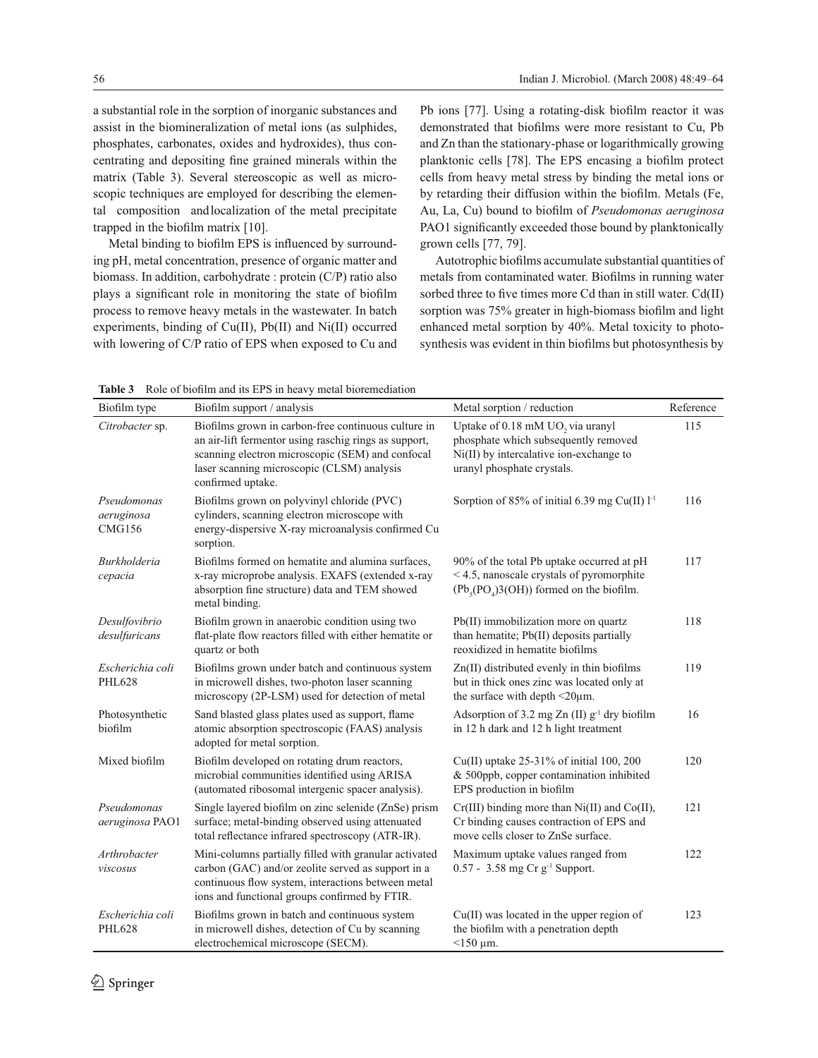a substantial role in the sorption of inorganic substances and assist in the biomineralization of metal ions (as sulphides, phosphates, carbonates, oxides and hydroxides), thus concentrating and depositing fine grained minerals within the matrix (Table 3). Several stereoscopic as well as microscopic techniques are employed for describing the elemental composition and localization of the metal precipitate trapped in the biofilm matrix [10].

Metal binding to biofilm EPS is influenced by surrounding pH, metal concentration, presence of organic matter and biomass. In addition, carbohydrate : protein (C/P) ratio also plays a significant role in monitoring the state of biofilm process to remove heavy metals in the wastewater. In batch experiments, binding of Cu(II), Pb(II) and Ni(II) occurred with lowering of C/P ratio of EPS when exposed to Cu and Pb ions [77]. Using a rotating-disk biofilm reactor it was demonstrated that biofilms were more resistant to Cu, Pb and Zn than the stationary-phase or logarithmically growing planktonic cells [78]. The EPS encasing a biofilm protect cells from heavy metal stress by binding the metal ions or by retarding their diffusion within the biofilm. Metals (Fe, Au, La, Cu) bound to biofilm of *Pseudomonas aeruginosa* PAO1 significantly exceeded those bound by planktonically grown cells [77, 79].

Autotrophic biofilms accumulate substantial quantities of metals from contaminated water. Biofilms in running water sorbed three to five times more Cd than in still water. Cd(II) sorption was 75% greater in high-biomass biofilm and light enhanced metal sorption by 40%. Metal toxicity to photosynthesis was evident in thin biofilms but photosynthesis by

**Table 3** Role of biofilm and its EPS in heavy metal bioremediation

| Biofilm type | Biofilm support / analysis | Metal sorption / reduction | Reference |
|---|---|---|---|
| *Citrobacter* sp. | Biofilms grown in carbon-free continuous culture in an air-lift fermentor using raschig rings as support, scanning electron microscopic (SEM) and confocal laser scanning microscopic (CLSM) analysis confirmed uptake. | Uptake of 0.18 mM $UO_2$ via uranyl phosphate which subsequently removed Ni(II) by intercalative ion-exchange to uranyl phosphate crystals. | 115 |
| *Pseudomonas aeruginosa* CMG156 | Biofilms grown on polyvinyl chloride (PVC) cylinders, scanning electron microscope with energy-dispersive X-ray microanalysis confirmed Cu sorption. | Sorption of 85% of initial 6.39 mg Cu(II) $l^{-1}$ | 116 |
| *Burkholderia cepacia* | Biofilms formed on hematite and alumina surfaces, x-ray microprobe analysis. EXAFS (extended x-ray absorption fine structure) data and TEM showed metal binding. | 90% of the total Pb uptake occurred at pH < 4.5, nanoscale crystals of pyromorphite ($Pb_5(PO_4)3(OH)$) formed on the biofilm. | 117 |
| *Desulfovibrio desulfuricans* | Biofilm grown in anaerobic condition using two flat-plate flow reactors filled with either hematite or quartz or both | Pb(II) immobilization more on quartz than hematite; Pb(II) deposits partially reoxidized in hematite biofilms | 118 |
| *Escherichia coli* PHL628 | Biofilms grown under batch and continuous system in microwell dishes, two-photon laser scanning microscopy (2P-LSM) used for detection of metal | Zn(II) distributed evenly in thin biofilms but in thick ones zinc was located only at the surface with depth <20µm. | 119 |
| Photosynthetic biofilm | Sand blasted glass plates used as support, flame atomic absorption spectroscopic (FAAS) analysis adopted for metal sorption. | Adsorption of 3.2 mg Zn (II) $g^{-1}$ dry biofilm in 12 h dark and 12 h light treatment | 16 |
| Mixed biofilm | Biofilm developed on rotating drum reactors, microbial communities identified using ARISA (automated ribosomal intergenic spacer analysis). | Cu(II) uptake 25-31% of initial 100, 200 & 500ppb, copper contamination inhibited EPS production in biofilm | 120 |
| *Pseudomonas aeruginosa* PAO1 | Single layered biofilm on zinc selenide (ZnSe) prism surface; metal-binding observed using attenuated total reflectance infrared spectroscopy (ATR-IR). | Cr(III) binding more than Ni(II) and Co(II), Cr binding causes contraction of EPS and move cells closer to ZnSe surface. | 121 |
| *Arthrobacter viscosus* | Mini-columns partially filled with granular activated carbon (GAC) and/or zeolite served as support in a continuous flow system, interactions between metal ions and functional groups confirmed by FTIR. | Maximum uptake values ranged from 0.57 - 3.58 mg Cr $g^{-1}$ Support. | 122 |
| *Escherichia coli* PHL628 | Biofilms grown in batch and continuous system in microwell dishes, detection of Cu by scanning electrochemical microscope (SECM). | Cu(II) was located in the upper region of the biofilm with a penetration depth <150 µm. | 123 |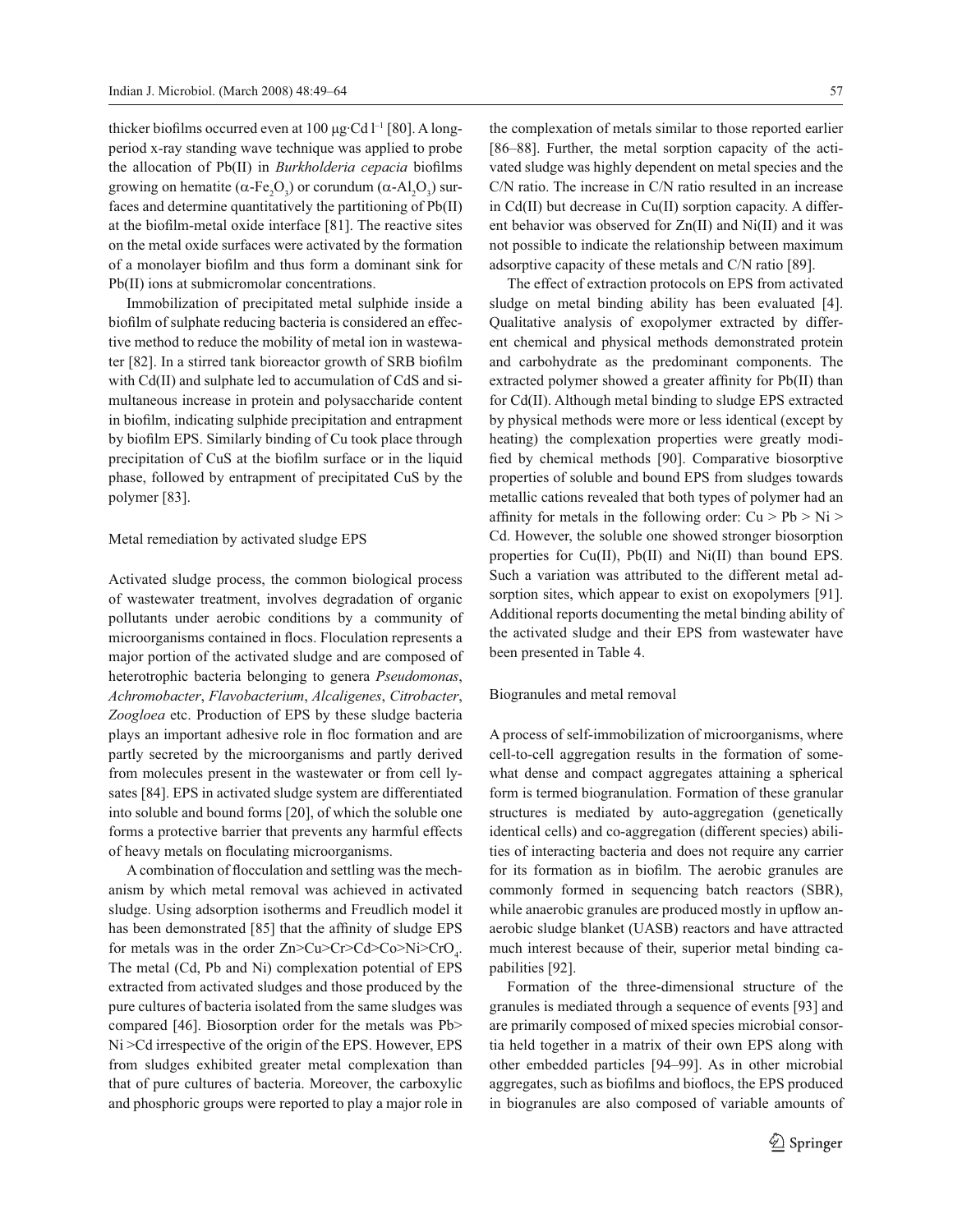thicker biofilms occurred even at 100 μg·Cd $l^{-1}$ [80]. A long-period x-ray standing wave technique was applied to probe the allocation of Pb(II) in *Burkholderia cepacia* biofilms growing on hematite ($\alpha$-$Fe_2O_3$) or corundum ($\alpha$-$Al_2O_3$) surfaces and determine quantitatively the partitioning of Pb(II) at the biofilm-metal oxide interface [81]. The reactive sites on the metal oxide surfaces were activated by the formation of a monolayer biofilm and thus form a dominant sink for Pb(II) ions at submicromolar concentrations.

Immobilization of precipitated metal sulphide inside a biofilm of sulphate reducing bacteria is considered an effective method to reduce the mobility of metal ion in wastewater [82]. In a stirred tank bioreactor growth of SRB biofilm with Cd(II) and sulphate led to accumulation of CdS and simultaneous increase in protein and polysaccharide content in biofilm, indicating sulphide precipitation and entrapment by biofilm EPS. Similarly binding of Cu took place through precipitation of CuS at the biofilm surface or in the liquid phase, followed by entrapment of precipitated CuS by the polymer [83].

## Metal remediation by activated sludge EPS

Activated sludge process, the common biological process of wastewater treatment, involves degradation of organic pollutants under aerobic conditions by a community of microorganisms contained in flocs. Floculation represents a major portion of the activated sludge and are composed of heterotrophic bacteria belonging to genera *Pseudomonas*, *Achromobacter*, *Flavobacterium*, *Alcaligenes*, *Citrobacter*, *Zoogloea* etc. Production of EPS by these sludge bacteria plays an important adhesive role in floc formation and are partly secreted by the microorganisms and partly derived from molecules present in the wastewater or from cell lysates [84]. EPS in activated sludge system are differentiated into soluble and bound forms [20], of which the soluble one forms a protective barrier that prevents any harmful effects of heavy metals on floculating microorganisms.

A combination of flocculation and settling was the mechanism by which metal removal was achieved in activated sludge. Using adsorption isotherms and Freudlich model it has been demonstrated [85] that the affinity of sludge EPS for metals was in the order Zn>Cu>Cr>Cd>Co>Ni>$CrO_4$. The metal (Cd, Pb and Ni) complexation potential of EPS extracted from activated sludges and those produced by the pure cultures of bacteria isolated from the same sludges was compared [46]. Biosorption order for the metals was Pb> Ni >Cd irrespective of the origin of the EPS. However, EPS from sludges exhibited greater metal complexation than that of pure cultures of bacteria. Moreover, the carboxylic and phosphoric groups were reported to play a major role in the complexation of metals similar to those reported earlier [86–88]. Further, the metal sorption capacity of the activated sludge was highly dependent on metal species and the C/N ratio. The increase in C/N ratio resulted in an increase in Cd(II) but decrease in Cu(II) sorption capacity. A different behavior was observed for Zn(II) and Ni(II) and it was not possible to indicate the relationship between maximum adsorptive capacity of these metals and C/N ratio [89].

The effect of extraction protocols on EPS from activated sludge on metal binding ability has been evaluated [4]. Qualitative analysis of exopolymer extracted by different chemical and physical methods demonstrated protein and carbohydrate as the predominant components. The extracted polymer showed a greater affinity for Pb(II) than for Cd(II). Although metal binding to sludge EPS extracted by physical methods were more or less identical (except by heating) the complexation properties were greatly modified by chemical methods [90]. Comparative biosorptive properties of soluble and bound EPS from sludges towards metallic cations revealed that both types of polymer had an affinity for metals in the following order: Cu > Pb > Ni > Cd. However, the soluble one showed stronger biosorption properties for Cu(II), Pb(II) and Ni(II) than bound EPS. Such a variation was attributed to the different metal adsorption sites, which appear to exist on exopolymers [91]. Additional reports documenting the metal binding ability of the activated sludge and their EPS from wastewater have been presented in Table 4.

## Biogranules and metal removal

A process of self-immobilization of microorganisms, where cell-to-cell aggregation results in the formation of somewhat dense and compact aggregates attaining a spherical form is termed biogranulation. Formation of these granular structures is mediated by auto-aggregation (genetically identical cells) and co-aggregation (different species) abilities of interacting bacteria and does not require any carrier for its formation as in biofilm. The aerobic granules are commonly formed in sequencing batch reactors (SBR), while anaerobic granules are produced mostly in upflow anaerobic sludge blanket (UASB) reactors and have attracted much interest because of their, superior metal binding capabilities [92].

Formation of the three-dimensional structure of the granules is mediated through a sequence of events [93] and are primarily composed of mixed species microbial consortia held together in a matrix of their own EPS along with other embedded particles [94–99]. As in other microbial aggregates, such as biofilms and bioflocs, the EPS produced in biogranules are also composed of variable amounts of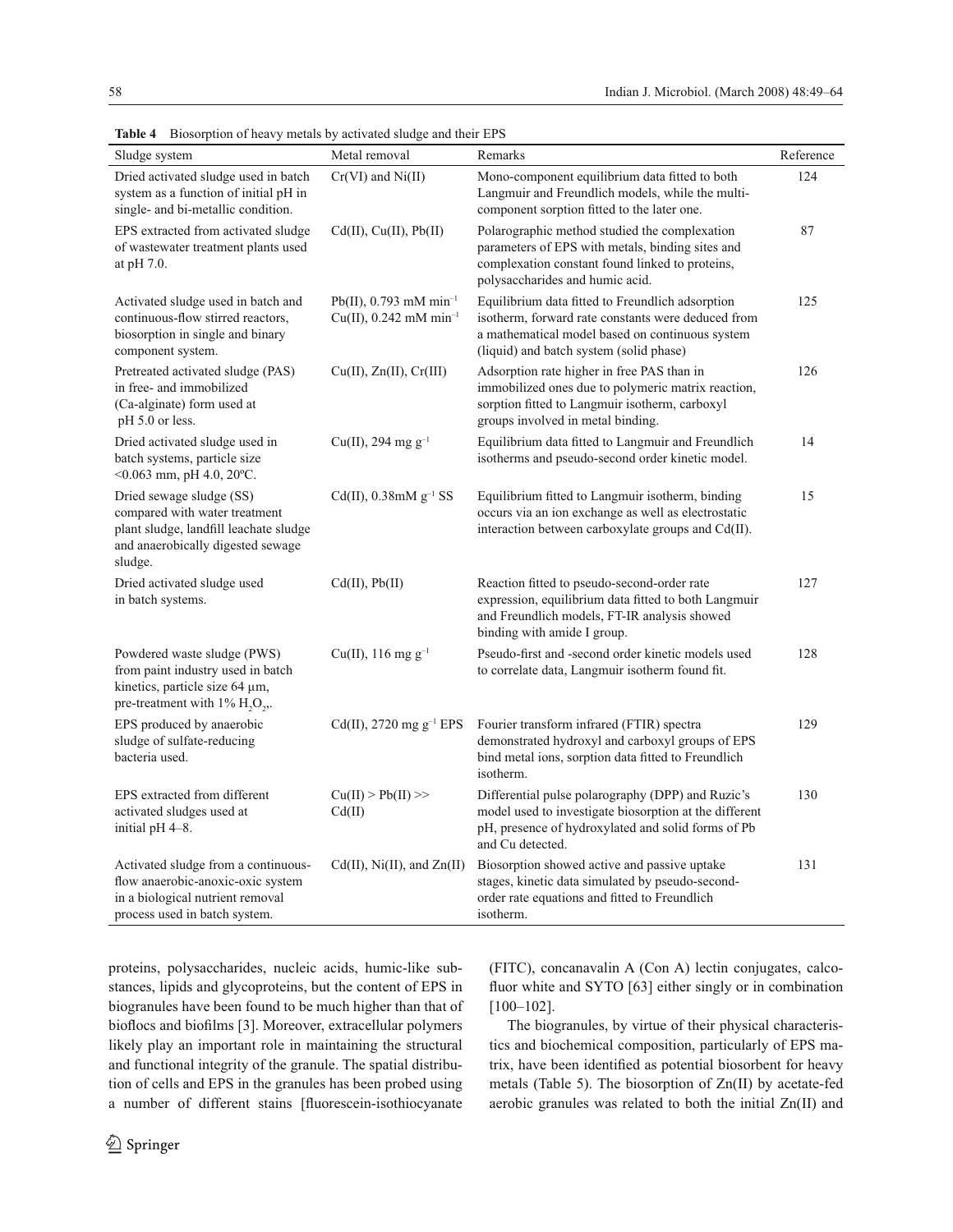**Table 4** Biosorption of heavy metals by activated sludge and their EPS

| Sludge system | Metal removal | Remarks | Reference |
|---|---|---|---|
| Dried activated sludge used in batch system as a function of initial pH in single- and bi-metallic condition. | Cr(VI) and Ni(II) | Mono-component equilibrium data fitted to both Langmuir and Freundlich models, while the multi-component sorption fitted to the later one. | 124 |
| EPS extracted from activated sludge of wastewater treatment plants used at pH 7.0. | Cd(II), Cu(II), Pb(II) | Polarographic method studied the complexation parameters of EPS with metals, binding sites and complexation constant found linked to proteins, polysaccharides and humic acid. | 87 |
| Activated sludge used in batch and continuous-flow stirred reactors, biosorption in single and binary component system. | Pb(II), 0.793 mM $min^{-1}$ Cu(II), 0.242 mM $min^{-1}$ | Equilibrium data fitted to Freundlich adsorption isotherm, forward rate constants were deduced from a mathematical model based on continuous system (liquid) and batch system (solid phase) | 125 |
| Pretreated activated sludge (PAS) in free- and immobilized (Ca-alginate) form used at pH 5.0 or less. | Cu(II), Zn(II), Cr(III) | Adsorption rate higher in free PAS than in immobilized ones due to polymeric matrix reaction, sorption fitted to Langmuir isotherm, carboxyl groups involved in metal binding. | 126 |
| Dried activated sludge used in batch systems, particle size <0.063 mm, pH 4.0, 20ºC. | Cu(II), 294 mg $g^{-1}$ | Equilibrium data fitted to Langmuir and Freundlich isotherms and pseudo-second order kinetic model. | 14 |
| Dried sewage sludge (SS) compared with water treatment plant sludge, landfill leachate sludge and anaerobically digested sewage sludge. | Cd(II), 0.38mM $g^{-1}$ SS | Equilibrium fitted to Langmuir isotherm, binding occurs via an ion exchange as well as electrostatic interaction between carboxylate groups and Cd(II). | 15 |
| Dried activated sludge used in batch systems. | Cd(II), Pb(II) | Reaction fitted to pseudo-second-order rate expression, equilibrium data fitted to both Langmuir and Freundlich models, FT-IR analysis showed binding with amide I group. | 127 |
| Powdered waste sludge (PWS) from paint industry used in batch kinetics, particle size 64 µm, pre-treatment with 1% $H_2O_2$. | Cu(II), 116 mg $g^{-1}$ | Pseudo-first and -second order kinetic models used to correlate data, Langmuir isotherm found fit. | 128 |
| EPS produced by anaerobic sludge of sulfate-reducing bacteria used. | Cd(II), 2720 mg $g^{-1}$ EPS | Fourier transform infrared (FTIR) spectra demonstrated hydroxyl and carboxyl groups of EPS bind metal ions, sorption data fitted to Freundlich isotherm. | 129 |
| EPS extracted from different activated sludges used at initial pH 4–8. | Cu(II) > Pb(II) >> Cd(II) | Differential pulse polarography (DPP) and Ruzic's model used to investigate biosorption at the different pH, presence of hydroxylated and solid forms of Pb and Cu detected. | 130 |
| Activated sludge from a continuous-flow anaerobic-anoxic-oxic system in a biological nutrient removal process used in batch system. | Cd(II), Ni(II), and Zn(II) | Biosorption showed active and passive uptake stages, kinetic data simulated by pseudo-second-order rate equations and fitted to Freundlich isotherm. | 131 |

proteins, polysaccharides, nucleic acids, humic-like substances, lipids and glycoproteins, but the content of EPS in biogranules have been found to be much higher than that of bioflocs and biofilms [3]. Moreover, extracellular polymers likely play an important role in maintaining the structural and functional integrity of the granule. The spatial distribution of cells and EPS in the granules has been probed using a number of different stains [fluorescein-isothiocyanate (FITC), concanavalin A (Con A) lectin conjugates, calcofluor white and SYTO [63] either singly or in combination [100–102].

The biogranules, by virtue of their physical characteristics and biochemical composition, particularly of EPS matrix, have been identified as potential biosorbent for heavy metals (Table 5). The biosorption of Zn(II) by acetate-fed aerobic granules was related to both the initial Zn(II) and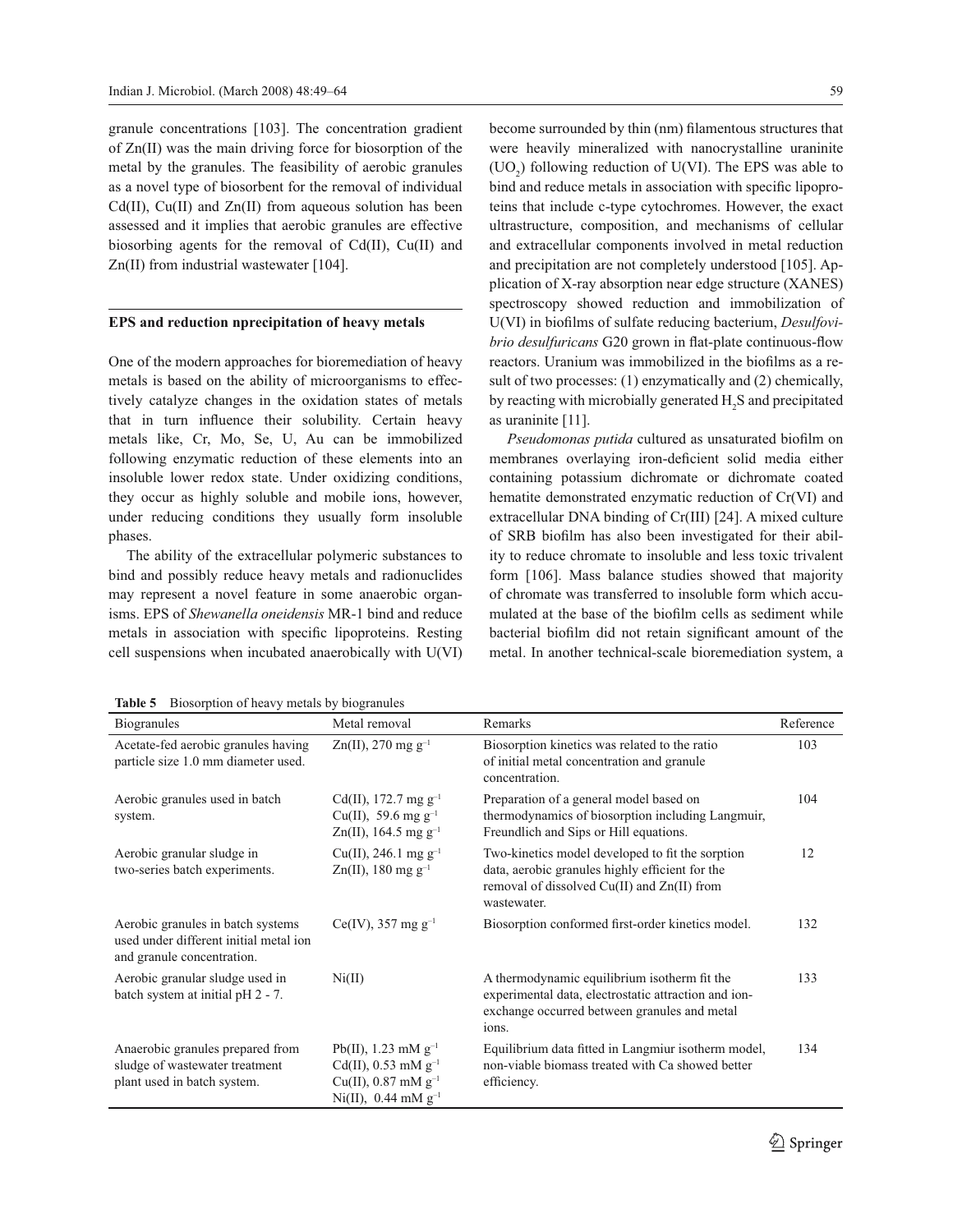granule concentrations [103]. The concentration gradient of Zn(II) was the main driving force for biosorption of the metal by the granules. The feasibility of aerobic granules as a novel type of biosorbent for the removal of individual Cd(II), Cu(II) and Zn(II) from aqueous solution has been assessed and it implies that aerobic granules are effective biosorbing agents for the removal of Cd(II), Cu(II) and Zn(II) from industrial wastewater [104].

## EPS and reduction nprecipitation of heavy metals

One of the modern approaches for bioremediation of heavy metals is based on the ability of microorganisms to effectively catalyze changes in the oxidation states of metals that in turn influence their solubility. Certain heavy metals like, Cr, Mo, Se, U, Au can be immobilized following enzymatic reduction of these elements into an insoluble lower redox state. Under oxidizing conditions, they occur as highly soluble and mobile ions, however, under reducing conditions they usually form insoluble phases.

The ability of the extracellular polymeric substances to bind and possibly reduce heavy metals and radionuclides may represent a novel feature in some anaerobic organisms. EPS of *Shewanella oneidensis* MR-1 bind and reduce metals in association with specific lipoproteins. Resting cell suspensions when incubated anaerobically with U(VI) become surrounded by thin (nm) filamentous structures that were heavily mineralized with nanocrystalline uraninite ($UO_2$) following reduction of U(VI). The EPS was able to bind and reduce metals in association with specific lipoproteins that include c-type cytochromes. However, the exact ultrastructure, composition, and mechanisms of cellular and extracellular components involved in metal reduction and precipitation are not completely understood [105]. Application of X-ray absorption near edge structure (XANES) spectroscopy showed reduction and immobilization of U(VI) in biofilms of sulfate reducing bacterium, *Desulfovibrio desulfuricans* G20 grown in flat-plate continuous-flow reactors. Uranium was immobilized in the biofilms as a result of two processes: (1) enzymatically and (2) chemically, by reacting with microbially generated $H_2S$ and precipitated as uraninite [11].

*Pseudomonas putida* cultured as unsaturated biofilm on membranes overlaying iron-deficient solid media either containing potassium dichromate or dichromate coated hematite demonstrated enzymatic reduction of Cr(VI) and extracellular DNA binding of Cr(III) [24]. A mixed culture of SRB biofilm has also been investigated for their ability to reduce chromate to insoluble and less toxic trivalent form [106]. Mass balance studies showed that majority of chromate was transferred to insoluble form which accumulated at the base of the biofilm cells as sediment while bacterial biofilm did not retain significant amount of the metal. In another technical-scale bioremediation system, a

**Table 5** Biosorption of heavy metals by biogranules

| Biogranules | Metal removal | Remarks | Reference |
|---|---|---|---|
| Acetate-fed aerobic granules having particle size 1.0 mm diameter used. | Zn(II), 270 mg $g^{-1}$ | Biosorption kinetics was related to the ratio of initial metal concentration and granule concentration. | 103 |
| Aerobic granules used in batch system. | Cd(II), 172.7 mg $g^{-1}$<br>Cu(II), 59.6 mg $g^{-1}$<br>Zn(II), 164.5 mg $g^{-1}$ | Preparation of a general model based on thermodynamics of biosorption including Langmuir, Freundlich and Sips or Hill equations. | 104 |
| Aerobic granular sludge in two-series batch experiments. | Cu(II), 246.1 mg $g^{-1}$<br>Zn(II), 180 mg $g^{-1}$ | Two-kinetics model developed to fit the sorption data, aerobic granules highly efficient for the removal of dissolved Cu(II) and Zn(II) from wastewater. | 12 |
| Aerobic granules in batch systems used under different initial metal ion and granule concentration. | Ce(IV), 357 mg $g^{-1}$ | Biosorption conformed first-order kinetics model. | 132 |
| Aerobic granular sludge used in batch system at initial pH 2 - 7. | Ni(II) | A thermodynamic equilibrium isotherm fit the experimental data, electrostatic attraction and ion-exchange occurred between granules and metal ions. | 133 |
| Anaerobic granules prepared from sludge of wastewater treatment plant used in batch system. | Pb(II), 1.23 mM $g^{-1}$<br>Cd(II), 0.53 mM $g^{-1}$<br>Cu(II), 0.87 mM $g^{-1}$<br>Ni(II), 0.44 mM $g^{-1}$ | Equilibrium data fitted in Langmiur isotherm model, non-viable biomass treated with Ca showed better efficiency. | 134 |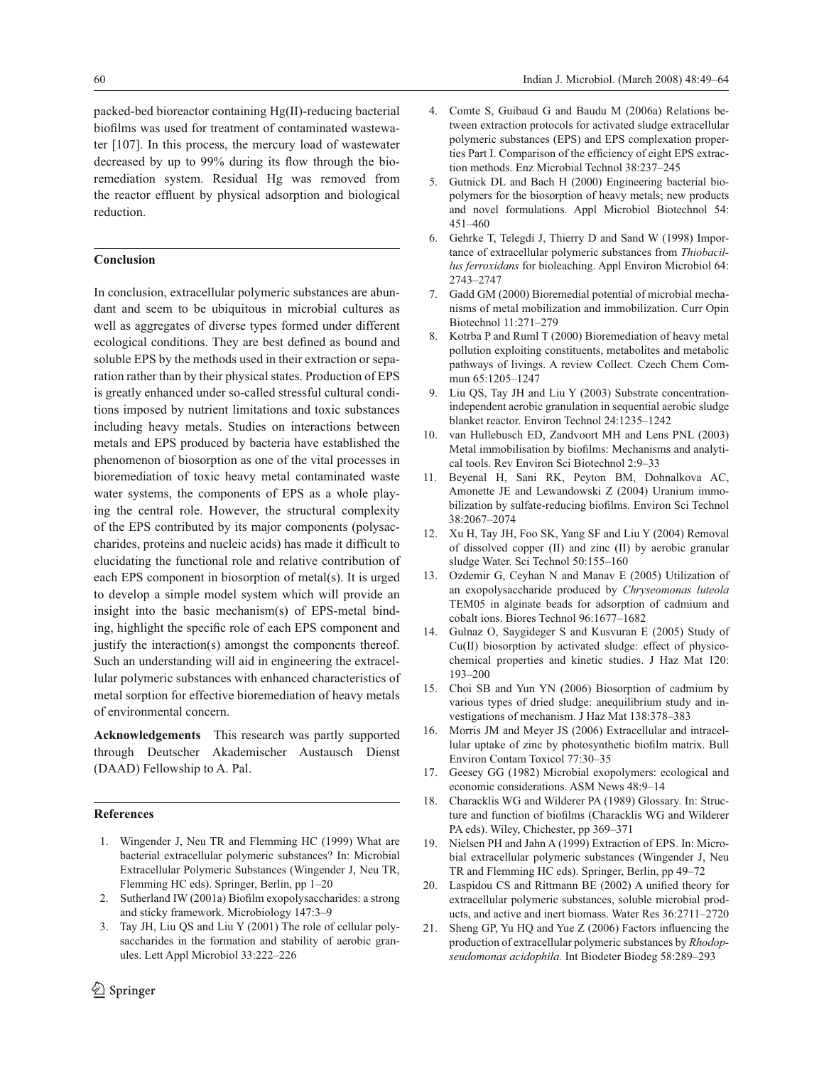packed-bed bioreactor containing Hg(II)-reducing bacterial biofilms was used for treatment of contaminated wastewater [107]. In this process, the mercury load of wastewater decreased by up to 99% during its flow through the bioremediation system. Residual Hg was removed from the reactor effluent by physical adsorption and biological reduction.

## Conclusion

In conclusion, extracellular polymeric substances are abundant and seem to be ubiquitous in microbial cultures as well as aggregates of diverse types formed under different ecological conditions. They are best defined as bound and soluble EPS by the methods used in their extraction or separation rather than by their physical states. Production of EPS is greatly enhanced under so-called stressful cultural conditions imposed by nutrient limitations and toxic substances including heavy metals. Studies on interactions between metals and EPS produced by bacteria have established the phenomenon of biosorption as one of the vital processes in bioremediation of toxic heavy metal contaminated waste water systems, the components of EPS as a whole playing the central role. However, the structural complexity of the EPS contributed by its major components (polysaccharides, proteins and nucleic acids) has made it difficult to elucidating the functional role and relative contribution of each EPS component in biosorption of metal(s). It is urged to develop a simple model system which will provide an insight into the basic mechanism(s) of EPS-metal binding, highlight the specific role of each EPS component and justify the interaction(s) amongst the components thereof. Such an understanding will aid in engineering the extracellular polymeric substances with enhanced characteristics of metal sorption for effective bioremediation of heavy metals of environmental concern.

**Acknowledgements** This research was partly supported through Deutscher Akademischer Austausch Dienst (DAAD) Fellowship to A. Pal.

## References

1. Wingender J, Neu TR and Flemming HC (1999) What are bacterial extracellular polymeric substances? In: Microbial Extracellular Polymeric Substances (Wingender J, Neu TR, Flemming HC eds). Springer, Berlin, pp 1–20
2. Sutherland IW (2001a) Biofilm exopolysaccharides: a strong and sticky framework. Microbiology 147:3–9
3. Tay JH, Liu QS and Liu Y (2001) The role of cellular polysaccharides in the formation and stability of aerobic granules. Lett Appl Microbiol 33:222–226
4. Comte S, Guibaud G and Baudu M (2006a) Relations between extraction protocols for activated sludge extracellular polymeric substances (EPS) and EPS complexation properties Part I. Comparison of the efficiency of eight EPS extraction methods. Enz Microbial Technol 38:237–245
5. Gutnick DL and Bach H (2000) Engineering bacterial biopolymers for the biosorption of heavy metals; new products and novel formulations. Appl Microbiol Biotechnol 54: 451–460
6. Gehrke T, Telegdi J, Thierry D and Sand W (1998) Importance of extracellular polymeric substances from *Thiobacillus ferroxidans* for bioleaching. Appl Environ Microbiol 64: 2743–2747
7. Gadd GM (2000) Bioremedial potential of microbial mechanisms of metal mobilization and immobilization. Curr Opin Biotechnol 11:271–279
8. Kotrba P and Ruml T (2000) Bioremediation of heavy metal pollution exploiting constituents, metabolites and metabolic pathways of livings. A review Collect. Czech Chem Commun 65:1205–1247
9. Liu QS, Tay JH and Liu Y (2003) Substrate concentration-independent aerobic granulation in sequential aerobic sludge blanket reactor. Environ Technol 24:1235–1242
10. van Hullebusch ED, Zandvoort MH and Lens PNL (2003) Metal immobilisation by biofilms: Mechanisms and analytical tools. Rev Environ Sci Biotechnol 2:9–33
11. Beyenal H, Sani RK, Peyton BM, Dohnalkova AC, Amonette JE and Lewandowski Z (2004) Uranium immobilization by sulfate-reducing biofilms. Environ Sci Technol 38:2067–2074
12. Xu H, Tay JH, Foo SK, Yang SF and Liu Y (2004) Removal of dissolved copper (II) and zinc (II) by aerobic granular sludge Water. Sci Technol 50:155–160
13. Ozdemir G, Ceyhan N and Manav E (2005) Utilization of an exopolysaccharide produced by *Chryseomonas luteola* TEM05 in alginate beads for adsorption of cadmium and cobalt ions. Biores Technol 96:1677–1682
14. Gulnaz O, Saygideger S and Kusvuran E (2005) Study of Cu(II) biosorption by activated sludge: effect of physico-chemical properties and kinetic studies. J Haz Mat 120: 193–200
15. Choi SB and Yun YN (2006) Biosorption of cadmium by various types of dried sludge: anequilibrium study and investigations of mechanism. J Haz Mat 138:378–383
16. Morris JM and Meyer JS (2006) Extracellular and intracellular uptake of zinc by photosynthetic biofilm matrix. Bull Environ Contam Toxicol 77:30–35
17. Geesey GG (1982) Microbial exopolymers: ecological and economic considerations. ASM News 48:9–14
18. Characklis WG and Wilderer PA (1989) Glossary. In: Structure and function of biofilms (Characklis WG and Wilderer PA eds). Wiley, Chichester, pp 369–371
19. Nielsen PH and Jahn A (1999) Extraction of EPS. In: Microbial extracellular polymeric substances (Wingender J, Neu TR and Flemming HC eds). Springer, Berlin, pp 49–72
20. Laspidou CS and Rittmann BE (2002) A unified theory for extracellular polymeric substances, soluble microbial products, and active and inert biomass. Water Res 36:2711–2720
21. Sheng GP, Yu HQ and Yue Z (2006) Factors influencing the production of extracellular polymeric substances by *Rhodopseudomonas acidophila.* Int Biodeter Biodeg 58:289–293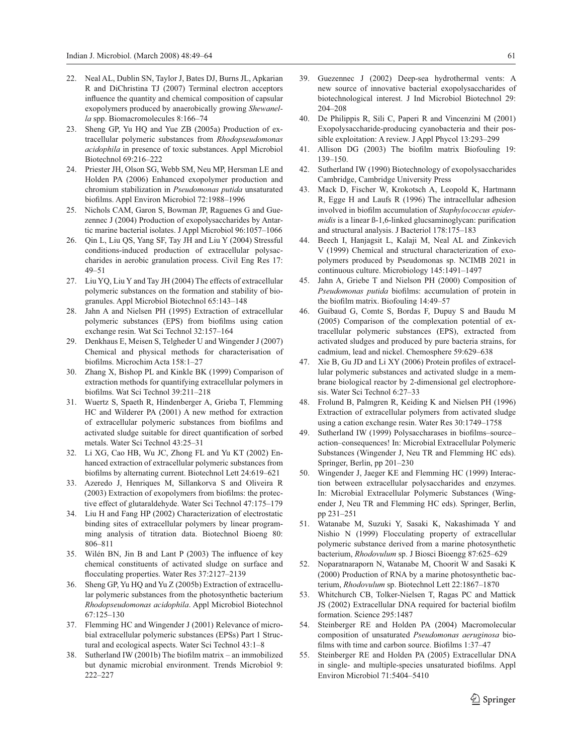22. Neal AL, Dublin SN, Taylor J, Bates DJ, Burns JL, Apkarian R and DiChristina TJ (2007) Terminal electron acceptors influence the quantity and chemical composition of capsular exopolymers produced by anaerobically growing *Shewanella* spp. Biomacromolecules 8:166–74
23. Sheng GP, Yu HQ and Yue ZB (2005a) Production of extracellular polymeric substances from *Rhodopseudomonas acidophila* in presence of toxic substances. Appl Microbiol Biotechnol 69:216–222
24. Priester JH, Olson SG, Webb SM, Neu MP, Hersman LE and Holden PA (2006) Enhanced exopolymer production and chromium stabilization in *Pseudomonas putida* unsaturated biofilms. Appl Environ Microbiol 72:1988–1996
25. Nichols CAM, Garon S, Bowman JP, Raguenes G and Guezennec J (2004) Production of exopolysaccharides by Antarctic marine bacterial isolates. J Appl Microbiol 96:1057–1066
26. Qin L, Liu QS, Yang SF, Tay JH and Liu Y (2004) Stressful conditions-induced production of extracellular polysaccharides in aerobic granulation process. Civil Eng Res 17: 49–51
27. Liu YQ, Liu Y and Tay JH (2004) The effects of extracellular polymeric substances on the formation and stability of biogranules. Appl Microbiol Biotechnol 65:143–148
28. Jahn A and Nielsen PH (1995) Extraction of extracellular polymeric substances (EPS) from biofilms using cation exchange resin. Wat Sci Technol 32:157–164
29. Denkhaus E, Meisen S, Telgheder U and Wingender J (2007) Chemical and physical methods for characterisation of biofilms. Microchim Acta 158:1–27
30. Zhang X, Bishop PL and Kinkle BK (1999) Comparison of extraction methods for quantifying extracellular polymers in biofilms. Wat Sci Technol 39:211–218
31. Wuertz S, Spaeth R, Hindenberger A, Grieba T, Flemming HC and Wilderer PA (2001) A new method for extraction of extracellular polymeric substances from biofilms and activated sludge suitable for direct quantification of sorbed metals. Water Sci Technol 43:25–31
32. Li XG, Cao HB, Wu JC, Zhong FL and Yu KT (2002) Enhanced extraction of extracellular polymeric substances from biofilms by alternating current. Biotechnol Lett 24:619–621
33. Azeredo J, Henriques M, Sillankorva S and Oliveira R (2003) Extraction of exopolymers from biofilms: the protective effect of glutaraldehyde. Water Sci Technol 47:175–179
34. Liu H and Fang HP (2002) Characterization of electrostatic binding sites of extracellular polymers by linear programming analysis of titration data. Biotechnol Bioeng 80: 806–811
35. Wilén BN, Jin B and Lant P (2003) The influence of key chemical constituents of activated sludge on surface and flocculating properties. Water Res 37:2127–2139
36. Sheng GP, Yu HQ and Yu Z (2005b) Extraction of extracellular polymeric substances from the photosynthetic bacterium *Rhodopseudomonas acidophila*. Appl Microbiol Biotechnol 67:125–130
37. Flemming HC and Wingender J (2001) Relevance of microbial extracellular polymeric substances (EPSs) Part 1 Structural and ecological aspects. Water Sci Technol 43:1–8
38. Sutherland IW (2001b) The biofilm matrix – an immobilized but dynamic microbial environment. Trends Microbiol 9: 222–227
39. Guezennec J (2002) Deep-sea hydrothermal vents: A new source of innovative bacterial exopolysaccharides of biotechnological interest. J Ind Microbiol Biotechnol 29: 204–208
40. De Philippis R, Sili C, Paperi R and Vincenzini M (2001) Exopolysaccharide-producing cyanobacteria and their possible exploitation: A review. J Appl Phycol 13:293–299
41. Allison DG (2003) The biofilm matrix Biofouling 19: 139–150.
42. Sutherland IW (1990) Biotechnology of exopolysaccharides Cambridge, Cambridge University Press
43. Mack D, Fischer W, Krokotsch A, Leopold K, Hartmann R, Egge H and Laufs R (1996) The intracellular adhesion involved in biofilm accumulation of *Staphylococcus epidermidis* is a linear ß-1,6-linked glucsaminoglycan: purification and structural analysis. J Bacteriol 178:175–183
44. Beech I, Hanjagsit L, Kalaji M, Neal AL and Zinkevich V (1999) Chemical and structural characterization of exopolymers produced by Pseudomonas sp. NCIMB 2021 in continuous culture. Microbiology 145:1491–1497
45. Jahn A, Griebe T and Nielson PH (2000) Composition of *Pseudomonas putida* biofilms: accumulation of protein in the biofilm matrix. Biofouling 14:49–57
46. Guibaud G, Comte S, Bordas F, Dupuy S and Baudu M (2005) Comparison of the complexation potential of extracellular polymeric substances (EPS), extracted from activated sludges and produced by pure bacteria strains, for cadmium, lead and nickel. Chemosphere 59:629–638
47. Xie B, Gu JD and Li XY (2006) Protein profiles of extracellular polymeric substances and activated sludge in a membrane biological reactor by 2-dimensional gel electrophoresis. Water Sci Technol 6:27–33
48. Frolund B, Palmgren R, Keiding K and Nielsen PH (1996) Extraction of extracellular polymers from activated sludge using a cation exchange resin. Water Res 30:1749–1758
49. Sutherland IW (1999) Polysaccharases in biofilms–source–action–consequences! In: Microbial Extracellular Polymeric Substances (Wingender J, Neu TR and Flemming HC eds). Springer, Berlin, pp 201–230
50. Wingender J, Jaeger KE and Flemming HC (1999) Interaction between extracellular polysaccharides and enzymes. In: Microbial Extracellular Polymeric Substances (Wingender J, Neu TR and Flemming HC eds). Springer, Berlin, pp 231–251
51. Watanabe M, Suzuki Y, Sasaki K, Nakashimada Y and Nishio N (1999) Flocculating property of extracellular polymeric substance derived from a marine photosynthetic bacterium, *Rhodovulum* sp. J Biosci Bioengg 87:625–629
52. Noparatnaraporn N, Watanabe M, Choorit W and Sasaki K (2000) Production of RNA by a marine photosynthetic bacterium, *Rhodovulum* sp. Biotechnol Lett 22:1867–1870
53. Whitchurch CB, Tolker-Nielsen T, Ragas PC and Mattick JS (2002) Extracellular DNA required for bacterial biofilm formation. Science 295:1487
54. Steinberger RE and Holden PA (2004) Macromolecular composition of unsaturated *Pseudomonas aeruginosa* biofilms with time and carbon source. Biofilms 1:37–47
55. Steinberger RE and Holden PA (2005) Extracellular DNA in single- and multiple-species unsaturated biofilms. Appl Environ Microbiol 71:5404–5410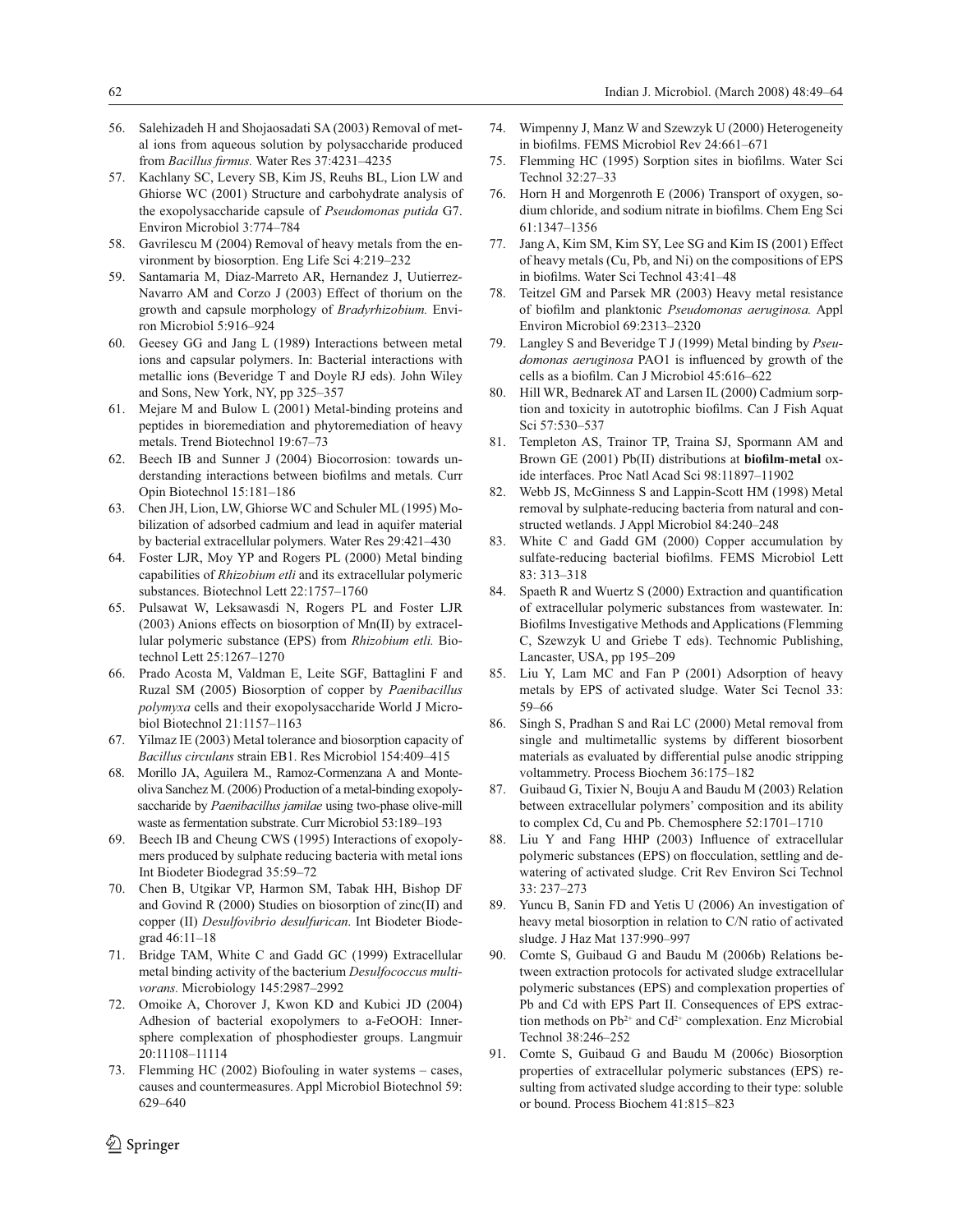56. Salehizadeh H and Shojaosadati SA (2003) Removal of metal ions from aqueous solution by polysaccharide produced from *Bacillus firmus.* Water Res 37:4231–4235
57. Kachlany SC, Levery SB, Kim JS, Reuhs BL, Lion LW and Ghiorse WC (2001) Structure and carbohydrate analysis of the exopolysaccharide capsule of *Pseudomonas putida* G7. Environ Microbiol 3:774–784
58. Gavrilescu M (2004) Removal of heavy metals from the environment by biosorption. Eng Life Sci 4:219–232
59. Santamaria M, Diaz-Marreto AR, Hernandez J, Uutierrez-Navarro AM and Corzo J (2003) Effect of thorium on the growth and capsule morphology of *Bradyrhizobium.* Environ Microbiol 5:916–924
60. Geesey GG and Jang L (1989) Interactions between metal ions and capsular polymers. In: Bacterial interactions with metallic ions (Beveridge T and Doyle RJ eds). John Wiley and Sons, New York, NY, pp 325–357
61. Mejare M and Bulow L (2001) Metal-binding proteins and peptides in bioremediation and phytoremediation of heavy metals. Trend Biotechnol 19:67–73
62. Beech IB and Sunner J (2004) Biocorrosion: towards understanding interactions between biofilms and metals. Curr Opin Biotechnol 15:181–186
63. Chen JH, Lion, LW, Ghiorse WC and Schuler ML (1995) Mobilization of adsorbed cadmium and lead in aquifer material by bacterial extracellular polymers. Water Res 29:421–430
64. Foster LJR, Moy YP and Rogers PL (2000) Metal binding capabilities of *Rhizobium etli* and its extracellular polymeric substances. Biotechnol Lett 22:1757–1760
65. Pulsawat W, Leksawasdi N, Rogers PL and Foster LJR (2003) Anions effects on biosorption of Mn(II) by extracellular polymeric substance (EPS) from *Rhizobium etli.* Biotechnol Lett 25:1267–1270
66. Prado Acosta M, Valdman E, Leite SGF, Battaglini F and Ruzal SM (2005) Biosorption of copper by *Paenibacillus polymyxa* cells and their exopolysaccharide World J Microbiol Biotechnol 21:1157–1163
67. Yilmaz IE (2003) Metal tolerance and biosorption capacity of *Bacillus circulans* strain EB1. Res Microbiol 154:409–415
68. Morillo JA, Aguilera M., Ramoz-Cormenzana A and Monteoliva Sanchez M. (2006) Production of a metal-binding exopolysaccharide by *Paenibacillus jamilae* using two-phase olive-mill waste as fermentation substrate. Curr Microbiol 53:189–193
69. Beech IB and Cheung CWS (1995) Interactions of exopolymers produced by sulphate reducing bacteria with metal ions Int Biodeter Biodegrad 35:59–72
70. Chen B, Utgikar VP, Harmon SM, Tabak HH, Bishop DF and Govind R (2000) Studies on biosorption of zinc(II) and copper (II) *Desulfovibrio desulfurican.* Int Biodeter Biodegrad 46:11–18
71. Bridge TAM, White C and Gadd GC (1999) Extracellular metal binding activity of the bacterium *Desulfococcus multivorans.* Microbiology 145:2987–2992
72. Omoike A, Chorover J, Kwon KD and Kubici JD (2004) Adhesion of bacterial exopolymers to a-FeOOH: Inner-sphere complexation of phosphodiester groups. Langmuir 20:11108–11114
73. Flemming HC (2002) Biofouling in water systems – cases, causes and countermeasures. Appl Microbiol Biotechnol 59: 629–640
74. Wimpenny J, Manz W and Szewzyk U (2000) Heterogeneity in biofilms. FEMS Microbiol Rev 24:661–671
75. Flemming HC (1995) Sorption sites in biofilms. Water Sci Technol 32:27–33
76. Horn H and Morgenroth E (2006) Transport of oxygen, sodium chloride, and sodium nitrate in biofilms. Chem Eng Sci 61:1347–1356
77. Jang A, Kim SM, Kim SY, Lee SG and Kim IS (2001) Effect of heavy metals (Cu, Pb, and Ni) on the compositions of EPS in biofilms. Water Sci Technol 43:41–48
78. Teitzel GM and Parsek MR (2003) Heavy metal resistance of biofilm and planktonic *Pseudomonas aeruginosa.* Appl Environ Microbiol 69:2313–2320
79. Langley S and Beveridge T J (1999) Metal binding by *Pseudomonas aeruginosa* PAO1 is influenced by growth of the cells as a biofilm. Can J Microbiol 45:616–622
80. Hill WR, Bednarek AT and Larsen IL (2000) Cadmium sorption and toxicity in autotrophic biofilms. Can J Fish Aquat Sci 57:530–537
81. Templeton AS, Trainor TP, Traina SJ, Spormann AM and Brown GE (2001) Pb(II) distributions at **biofilm-metal** oxide interfaces. Proc Natl Acad Sci 98:11897–11902
82. Webb JS, McGinness S and Lappin-Scott HM (1998) Metal removal by sulphate-reducing bacteria from natural and constructed wetlands. J Appl Microbiol 84:240–248
83. White C and Gadd GM (2000) Copper accumulation by sulfate-reducing bacterial biofilms. FEMS Microbiol Lett 83: 313–318
84. Spaeth R and Wuertz S (2000) Extraction and quantification of extracellular polymeric substances from wastewater. In: Biofilms Investigative Methods and Applications (Flemming C, Szewzyk U and Griebe T eds). Technomic Publishing, Lancaster, USA, pp 195–209
85. Liu Y, Lam MC and Fan P (2001) Adsorption of heavy metals by EPS of activated sludge. Water Sci Tecnol 33: 59–66
86. Singh S, Pradhan S and Rai LC (2000) Metal removal from single and multimetallic systems by different biosorbent materials as evaluated by differential pulse anodic stripping voltammetry. Process Biochem 36:175–182
87. Guibaud G, Tixier N, Bouju A and Baudu M (2003) Relation between extracellular polymers' composition and its ability to complex Cd, Cu and Pb. Chemosphere 52:1701–1710
88. Liu Y and Fang HHP (2003) Influence of extracellular polymeric substances (EPS) on flocculation, settling and dewatering of activated sludge. Crit Rev Environ Sci Technol 33: 237–273
89. Yuncu B, Sanin FD and Yetis U (2006) An investigation of heavy metal biosorption in relation to C/N ratio of activated sludge. J Haz Mat 137:990–997
90. Comte S, Guibaud G and Baudu M (2006b) Relations between extraction protocols for activated sludge extracellular polymeric substances (EPS) and complexation properties of Pb and Cd with EPS Part II. Consequences of EPS extraction methods on $Pb^{2+}$ and $Cd^{2+}$ complexation. Enz Microbial Technol 38:246–252
91. Comte S, Guibaud G and Baudu M (2006c) Biosorption properties of extracellular polymeric substances (EPS) resulting from activated sludge according to their type: soluble or bound. Process Biochem 41:815–823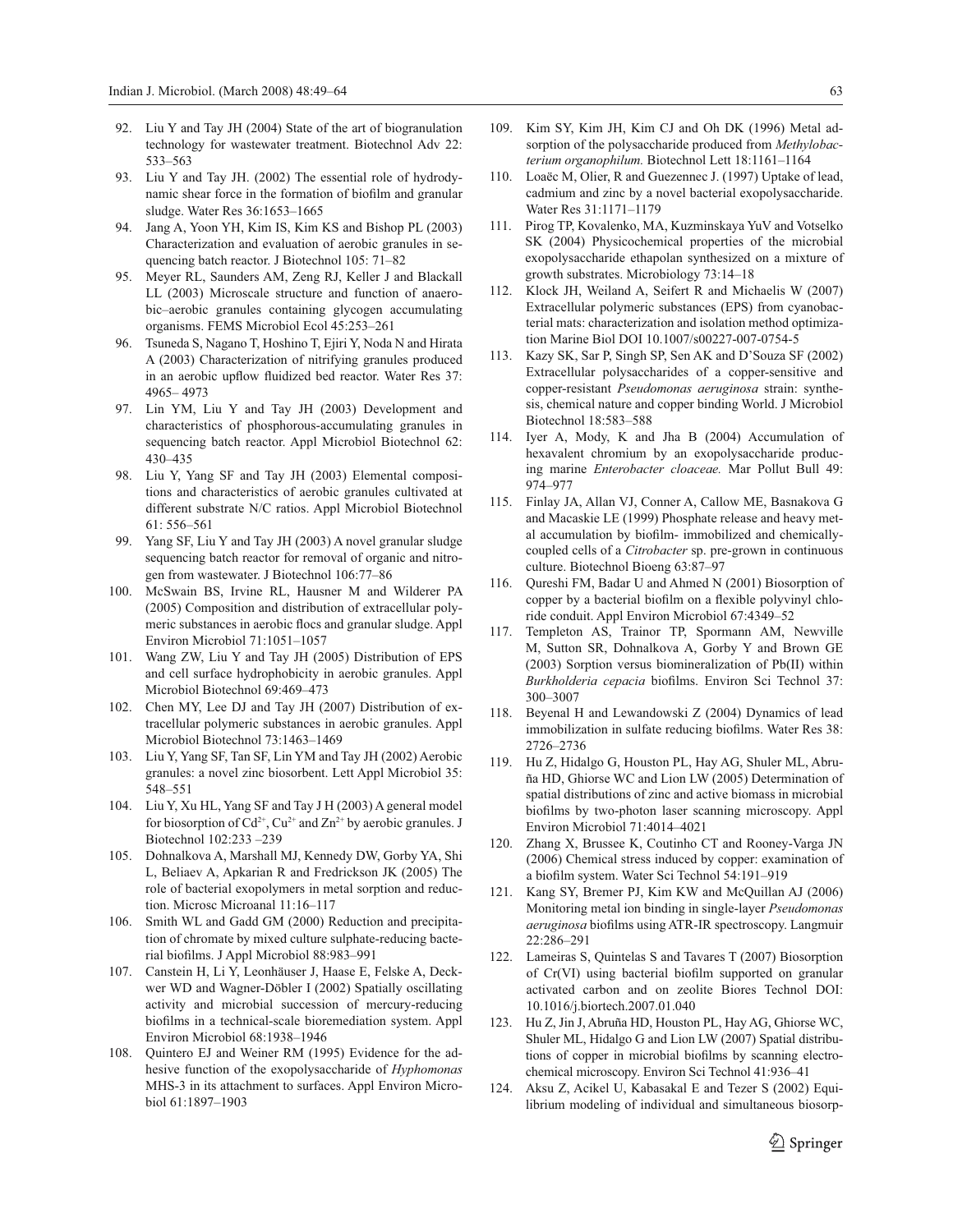92. Liu Y and Tay JH (2004) State of the art of biogranulation technology for wastewater treatment. Biotechnol Adv 22: 533–563
93. Liu Y and Tay JH. (2002) The essential role of hydrodynamic shear force in the formation of biofilm and granular sludge. Water Res 36:1653–1665
94. Jang A, Yoon YH, Kim IS, Kim KS and Bishop PL (2003) Characterization and evaluation of aerobic granules in sequencing batch reactor. J Biotechnol 105: 71–82
95. Meyer RL, Saunders AM, Zeng RJ, Keller J and Blackall LL (2003) Microscale structure and function of anaerobic–aerobic granules containing glycogen accumulating organisms. FEMS Microbiol Ecol 45:253–261
96. Tsuneda S, Nagano T, Hoshino T, Ejiri Y, Noda N and Hirata A (2003) Characterization of nitrifying granules produced in an aerobic upflow fluidized bed reactor. Water Res 37: 4965– 4973
97. Lin YM, Liu Y and Tay JH (2003) Development and characteristics of phosphorous-accumulating granules in sequencing batch reactor. Appl Microbiol Biotechnol 62: 430–435
98. Liu Y, Yang SF and Tay JH (2003) Elemental compositions and characteristics of aerobic granules cultivated at different substrate N/C ratios. Appl Microbiol Biotechnol 61: 556–561
99. Yang SF, Liu Y and Tay JH (2003) A novel granular sludge sequencing batch reactor for removal of organic and nitrogen from wastewater. J Biotechnol 106:77–86
100. McSwain BS, Irvine RL, Hausner M and Wilderer PA (2005) Composition and distribution of extracellular polymeric substances in aerobic flocs and granular sludge. Appl Environ Microbiol 71:1051–1057
101. Wang ZW, Liu Y and Tay JH (2005) Distribution of EPS and cell surface hydrophobicity in aerobic granules. Appl Microbiol Biotechnol 69:469–473
102. Chen MY, Lee DJ and Tay JH (2007) Distribution of extracellular polymeric substances in aerobic granules. Appl Microbiol Biotechnol 73:1463–1469
103. Liu Y, Yang SF, Tan SF, Lin YM and Tay JH (2002) Aerobic granules: a novel zinc biosorbent. Lett Appl Microbiol 35: 548–551
104. Liu Y, Xu HL, Yang SF and Tay J H (2003) A general model for biosorption of $Cd^{2+}$, $Cu^{2+}$ and $Zn^{2+}$ by aerobic granules. J Biotechnol 102:233 –239
105. Dohnalkova A, Marshall MJ, Kennedy DW, Gorby YA, Shi L, Beliaev A, Apkarian R and Fredrickson JK (2005) The role of bacterial exopolymers in metal sorption and reduction. Microsc Microanal 11:16–117
106. Smith WL and Gadd GM (2000) Reduction and precipitation of chromate by mixed culture sulphate-reducing bacterial biofilms. J Appl Microbiol 88:983–991
107. Canstein H, Li Y, Leonhäuser J, Haase E, Felske A, Deckwer WD and Wagner-Döbler I (2002) Spatially oscillating activity and microbial succession of mercury-reducing biofilms in a technical-scale bioremediation system. Appl Environ Microbiol 68:1938–1946
108. Quintero EJ and Weiner RM (1995) Evidence for the adhesive function of the exopolysaccharide of *Hyphomonas* MHS-3 in its attachment to surfaces. Appl Environ Microbiol 61:1897–1903
109. Kim SY, Kim JH, Kim CJ and Oh DK (1996) Metal adsorption of the polysaccharide produced from *Methylobacterium organophilum.* Biotechnol Lett 18:1161–1164
110. Loaëc M, Olier, R and Guezennec J. (1997) Uptake of lead, cadmium and zinc by a novel bacterial exopolysaccharide. Water Res 31:1171–1179
111. Pirog TP, Kovalenko, MA, Kuzminskaya YuV and Votselko SK (2004) Physicochemical properties of the microbial exopolysaccharide ethapolan synthesized on a mixture of growth substrates. Microbiology 73:14–18
112. Klock JH, Weiland A, Seifert R and Michaelis W (2007) Extracellular polymeric substances (EPS) from cyanobacterial mats: characterization and isolation method optimization Marine Biol DOI 10.1007/s00227-007-0754-5
113. Kazy SK, Sar P, Singh SP, Sen AK and D'Souza SF (2002) Extracellular polysaccharides of a copper-sensitive and copper-resistant *Pseudomonas aeruginosa* strain: synthesis, chemical nature and copper binding World. J Microbiol Biotechnol 18:583–588
114. Iyer A, Mody, K and Jha B (2004) Accumulation of hexavalent chromium by an exopolysaccharide producing marine *Enterobacter cloaceae.* Mar Pollut Bull 49: 974–977
115. Finlay JA, Allan VJ, Conner A, Callow ME, Basnakova G and Macaskie LE (1999) Phosphate release and heavy metal accumulation by biofilm- immobilized and chemically-coupled cells of a *Citrobacter* sp. pre-grown in continuous culture. Biotechnol Bioeng 63:87–97
116. Qureshi FM, Badar U and Ahmed N (2001) Biosorption of copper by a bacterial biofilm on a flexible polyvinyl chloride conduit. Appl Environ Microbiol 67:4349–52
117. Templeton AS, Trainor TP, Spormann AM, Newville M, Sutton SR, Dohnalkova A, Gorby Y and Brown GE (2003) Sorption versus biomineralization of Pb(II) within *Burkholderia cepacia* biofilms. Environ Sci Technol 37: 300–3007
118. Beyenal H and Lewandowski Z (2004) Dynamics of lead immobilization in sulfate reducing biofilms. Water Res 38: 2726–2736
119. Hu Z, Hidalgo G, Houston PL, Hay AG, Shuler ML, Abruña HD, Ghiorse WC and Lion LW (2005) Determination of spatial distributions of zinc and active biomass in microbial biofilms by two-photon laser scanning microscopy. Appl Environ Microbiol 71:4014–4021
120. Zhang X, Brussee K, Coutinho CT and Rooney-Varga JN (2006) Chemical stress induced by copper: examination of a biofilm system. Water Sci Technol 54:191–919
121. Kang SY, Bremer PJ, Kim KW and McQuillan AJ (2006) Monitoring metal ion binding in single-layer *Pseudomonas aeruginosa* biofilms using ATR-IR spectroscopy. Langmuir 22:286–291
122. Lameiras S, Quintelas S and Tavares T (2007) Biosorption of Cr(VI) using bacterial biofilm supported on granular activated carbon and on zeolite Biores Technol DOI: 10.1016/j.biortech.2007.01.040
123. Hu Z, Jin J, Abruña HD, Houston PL, Hay AG, Ghiorse WC, Shuler ML, Hidalgo G and Lion LW (2007) Spatial distributions of copper in microbial biofilms by scanning electrochemical microscopy. Environ Sci Technol 41:936–41
124. Aksu Z, Acikel U, Kabasakal E and Tezer S (2002) Equilibrium modeling of individual and simultaneous biosorp-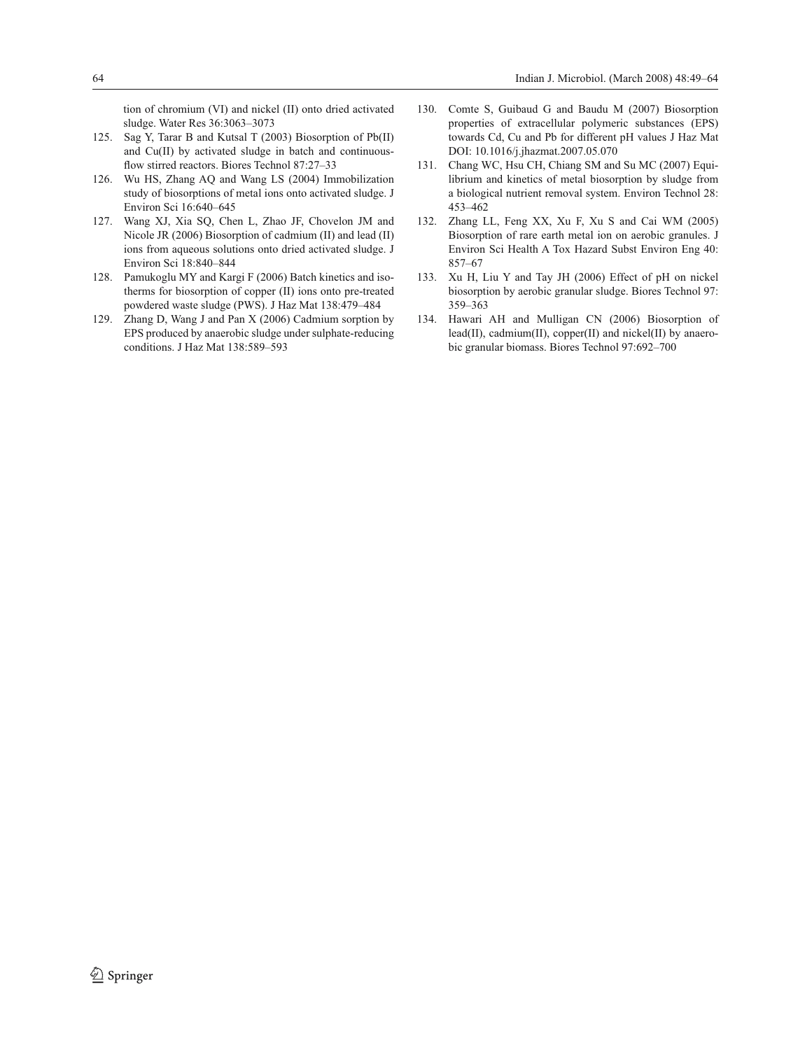tion of chromium (VI) and nickel (II) onto dried activated sludge. Water Res 36:3063–3073

125. Sag Y, Tarar B and Kutsal T (2003) Biosorption of Pb(II) and Cu(II) by activated sludge in batch and continuous-flow stirred reactors. Biores Technol 87:27–33
126. Wu HS, Zhang AQ and Wang LS (2004) Immobilization study of biosorptions of metal ions onto activated sludge. J Environ Sci 16:640–645
127. Wang XJ, Xia SQ, Chen L, Zhao JF, Chovelon JM and Nicole JR (2006) Biosorption of cadmium (II) and lead (II) ions from aqueous solutions onto dried activated sludge. J Environ Sci 18:840–844
128. Pamukoglu MY and Kargi F (2006) Batch kinetics and isotherms for biosorption of copper (II) ions onto pre-treated powdered waste sludge (PWS). J Haz Mat 138:479–484
129. Zhang D, Wang J and Pan X (2006) Cadmium sorption by EPS produced by anaerobic sludge under sulphate-reducing conditions. J Haz Mat 138:589–593
130. Comte S, Guibaud G and Baudu M (2007) Biosorption properties of extracellular polymeric substances (EPS) towards Cd, Cu and Pb for different pH values J Haz Mat DOI: 10.1016/j.jhazmat.2007.05.070
131. Chang WC, Hsu CH, Chiang SM and Su MC (2007) Equilibrium and kinetics of metal biosorption by sludge from a biological nutrient removal system. Environ Technol 28: 453–462
132. Zhang LL, Feng XX, Xu F, Xu S and Cai WM (2005) Biosorption of rare earth metal ion on aerobic granules. J Environ Sci Health A Tox Hazard Subst Environ Eng 40: 857–67
133. Xu H, Liu Y and Tay JH (2006) Effect of pH on nickel biosorption by aerobic granular sludge. Biores Technol 97: 359–363
134. Hawari AH and Mulligan CN (2006) Biosorption of lead(II), cadmium(II), copper(II) and nickel(II) by anaerobic granular biomass. Biores Technol 97:692–700